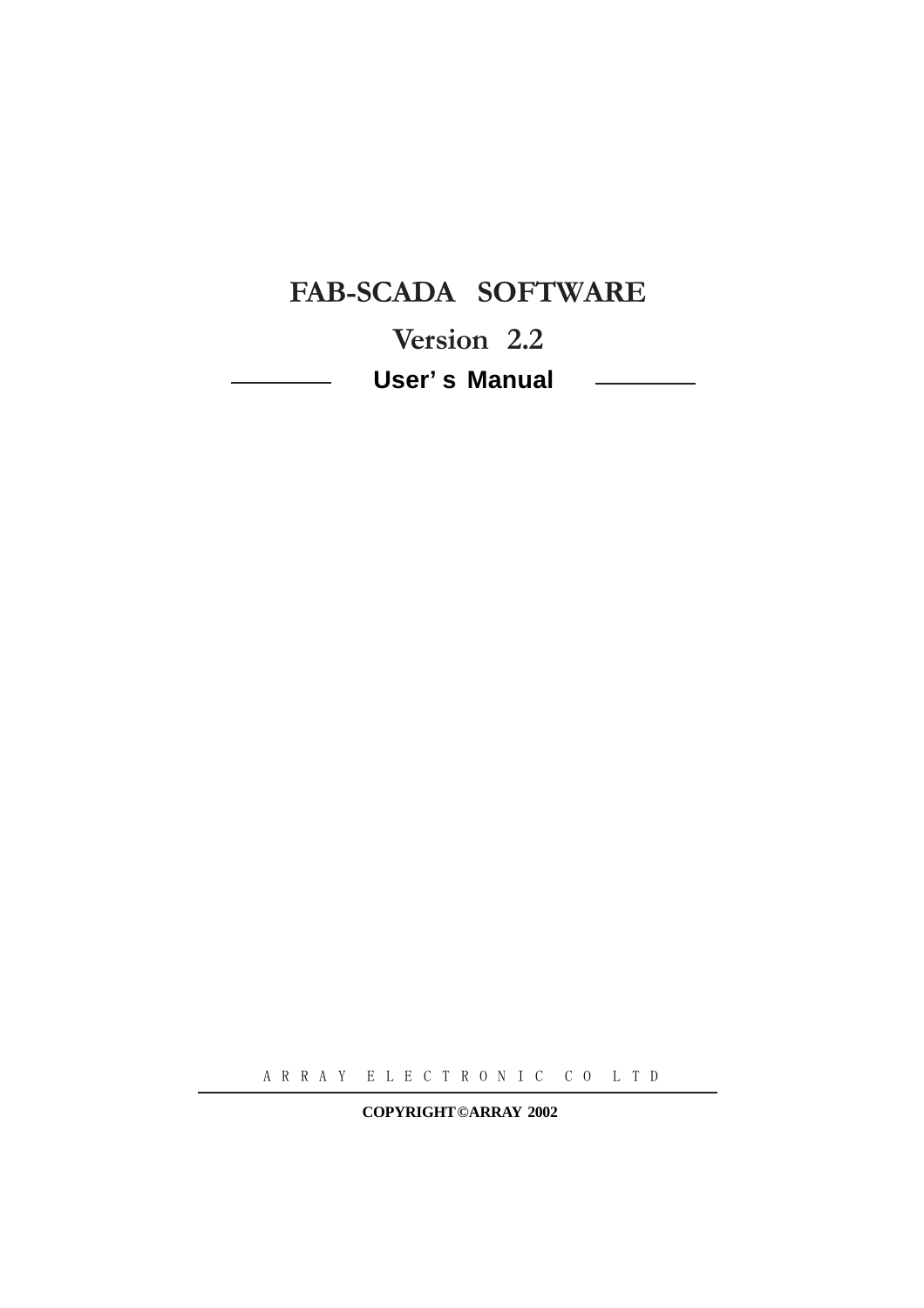# FAB-SCADA SOFTWARE

## Version 2.2

**User's Manual**

A R R A Y E L E C T R O N I C C O L T D

**COPYRIGHT©ARRAY 2002**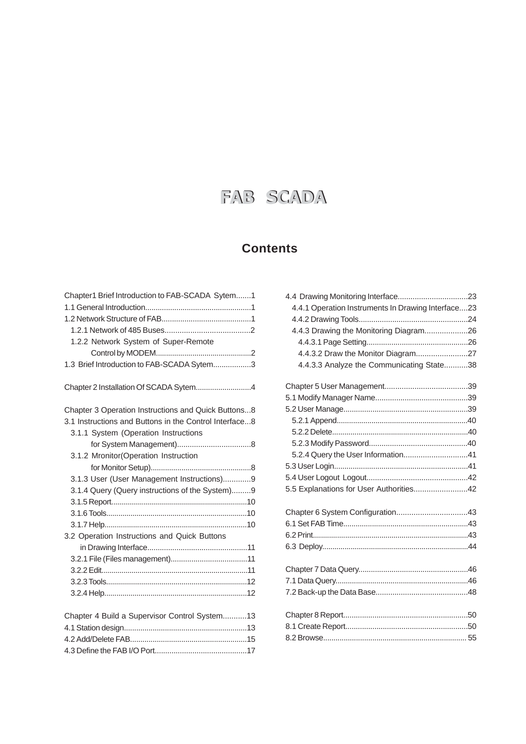# FAB SCADA

## Contents

Chapter1 Brief Introduction to FAB-SCADA Sytem.......1
1.1 General Introduction...................................................1
1.2 Network Structure of FAB...........................................1
1.2.1 Network of 485 Buses........................................2
1.2.2 Network System of Super-Remote Control by MODEM..............................................2
1.3 Brief Introduction to FAB-SCADA Sytem..................3

Chapter 2 Installation Of SCADA Sytem...........................4

Chapter 3 Operation Instructions and Quick Buttons...8
3.1 Instructions and Buttons in the Control Interface...8
3.1.1 System (Operation Instructions for System Management)..................................8
3.1.2 Mronitor(Operation Instruction for Monitor Setup).................................................8
3.1.3 User (User Management Instructions).............9
3.1.4 Query (Query instructions of the System).........9
3.1.5 Report...................................................................10
3.1.6 Tools.....................................................................10
3.1.7 Help......................................................................10
3.2 Operation Instructions and Quick Buttons in Drawing Interface................................................11
3.2.1 File (Files management).....................................11
3.2.2 Edit........................................................................11
3.2.3 Tools......................................................................12
3.2.4 Help.......................................................................12

Chapter 4 Build a Supervisor Control System...........13
4.1 Station design............................................................13
4.2 Add/Delete FAB.........................................................15
4.3 Define the FAB I/O Port............................................17
4.4 Drawing Monitoring Interface.................................23
4.4.1 Operation Instruments In Drawing Interface....23
4.4.2 Drawing Tools....................................................24
4.4.3 Drawing the Monitoring Diagram....................26
4.4.3.1 Page Setting.................................................26
4.4.3.2 Draw the Monitor Diagram........................27
4.4.3.3 Analyze the Communicating State...........38

Chapter 5 User Management.......................................39
5.1 Modify Manager Name............................................39
5.2 User Manage............................................................39
5.2.1 Append...............................................................40
5.2.2 Delete..................................................................40
5.2.3 Modify Password...............................................40
5.2.4 Query the User Information..............................41
5.3 User Login.................................................................41
5.4 User Logout Logout................................................42
5.5 Explanations for User Authorities.........................42

Chapter 6 System Configuration.................................43
6.1 Set FAB Time............................................................43
6.2 Print............................................................................43
6.3 Deploy.......................................................................44

Chapter 7 Data Query....................................................46
7.1 Data Query................................................................46
7.2 Back-up the Data Base............................................48

Chapter 8 Report............................................................50
8.1 Create Report...........................................................50
8.2 Browse...................................................................... 55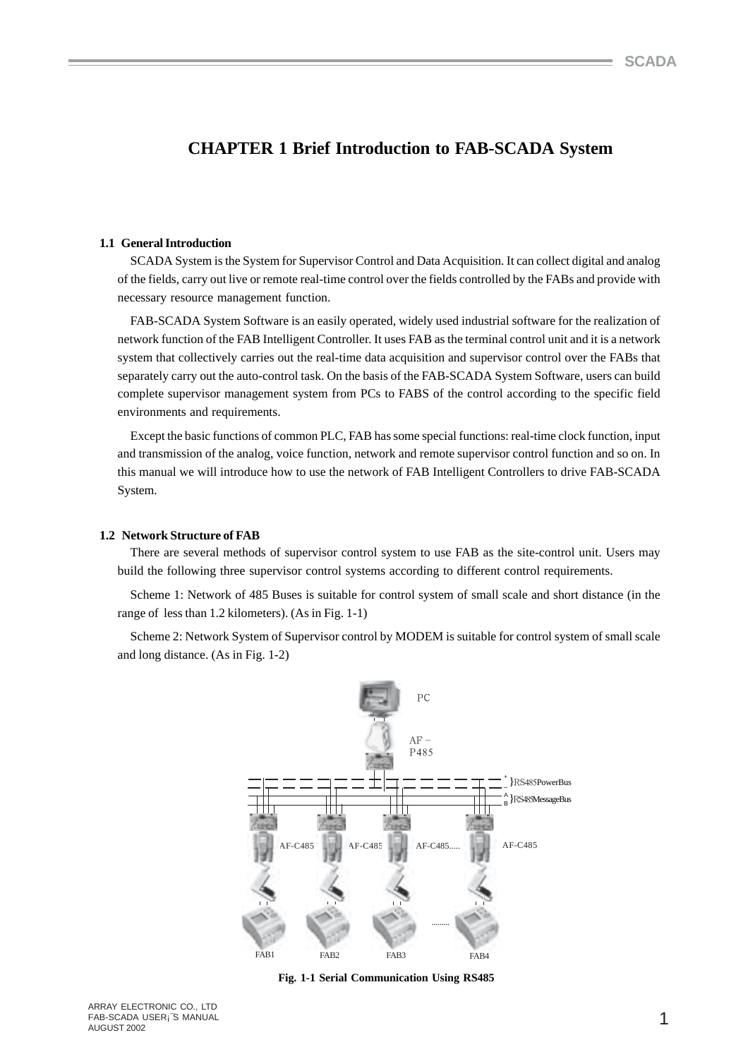# CHAPTER 1 Brief Introduction to FAB-SCADA System

## 1.1 General Introduction

SCADA System is the System for Supervisor Control and Data Acquisition. It can collect digital and analog of the fields, carry out live or remote real-time control over the fields controlled by the FABs and provide with necessary resource management function.

FAB-SCADA System Software is an easily operated, widely used industrial software for the realization of network function of the FAB Intelligent Controller. It uses FAB as the terminal control unit and it is a network system that collectively carries out the real-time data acquisition and supervisor control over the FABs that separately carry out the auto-control task. On the basis of the FAB-SCADA System Software, users can build complete supervisor management system from PCs to FABS of the control according to the specific field environments and requirements.

Except the basic functions of common PLC, FAB has some special functions: real-time clock function, input and transmission of the analog, voice function, network and remote supervisor control function and so on. In this manual we will introduce how to use the network of FAB Intelligent Controllers to drive FAB-SCADA System.

## 1.2 Network Structure of FAB

There are several methods of supervisor control system to use FAB as the site-control unit. Users may build the following three supervisor control systems according to different control requirements.

Scheme 1: Network of 485 Buses is suitable for control system of small scale and short distance (in the range of less than 1.2 kilometers). (As in Fig. 1-1)

Scheme 2: Network System of Supervisor control by MODEM is suitable for control system of small scale and long distance. (As in Fig. 1-2)

PC

AF－P485

RS485PowerBus

RS485MessageBus

AF-C485 AF-C485 AF-C485..... AF-C485

FAB1 FAB2 FAB3 ......... FAB4

**Fig. 1-1 Serial Communication Using RS485**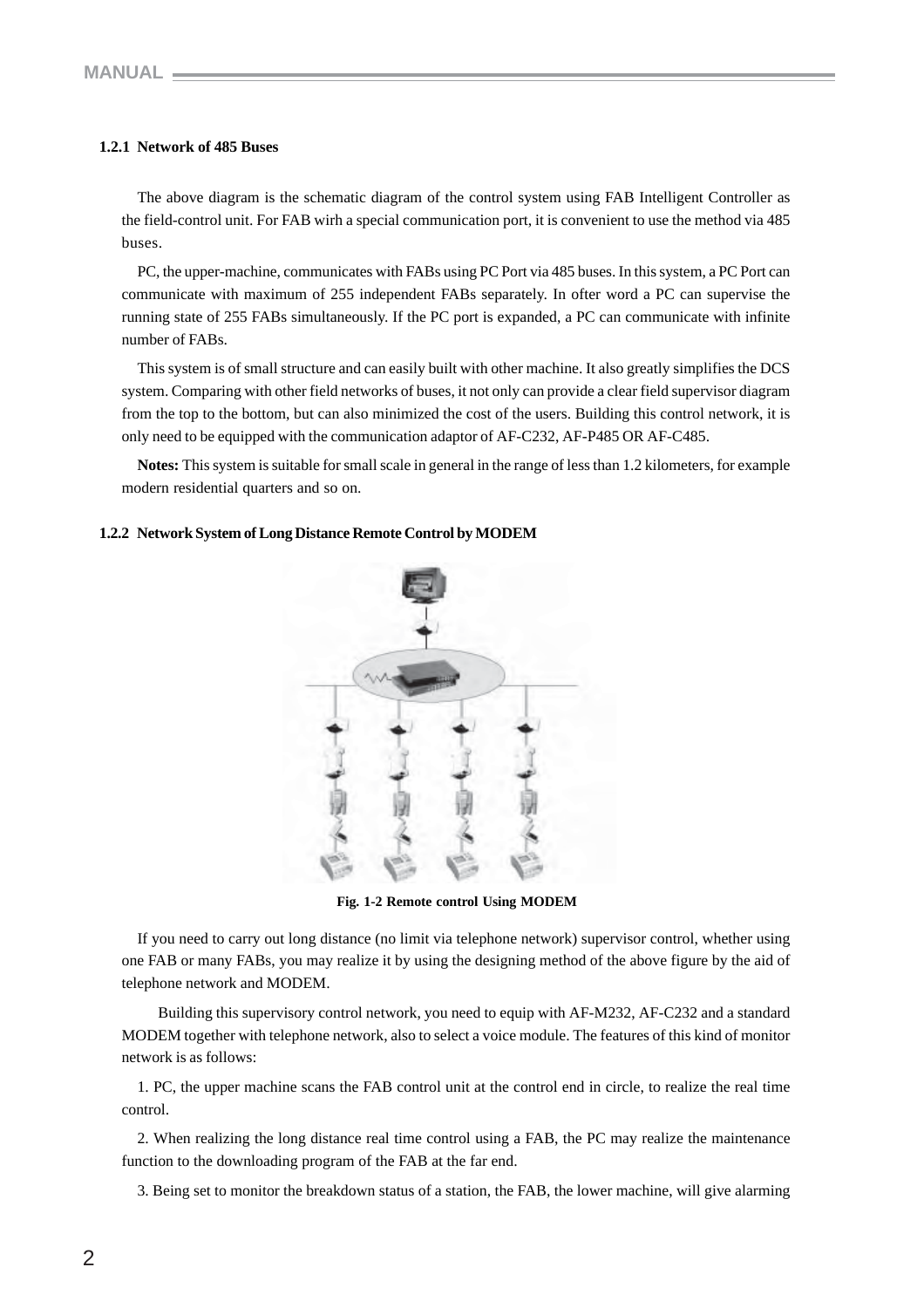### 1.2.1 Network of 485 Buses

The above diagram is the schematic diagram of the control system using FAB Intelligent Controller as the field-control unit. For FAB wirh a special communication port, it is convenient to use the method via 485 buses.

PC, the upper-machine, communicates with FABs using PC Port via 485 buses. In this system, a PC Port can communicate with maximum of 255 independent FABs separately. In ofter word a PC can supervise the running state of 255 FABs simultaneously. If the PC port is expanded, a PC can communicate with infinite number of FABs.

This system is of small structure and can easily built with other machine. It also greatly simplifies the DCS system. Comparing with other field networks of buses, it not only can provide a clear field supervisor diagram from the top to the bottom, but can also minimized the cost of the users. Building this control network, it is only need to be equipped with the communication adaptor of AF-C232, AF-P485 OR AF-C485.

**Notes:** This system is suitable for small scale in general in the range of less than 1.2 kilometers, for example modern residential quarters and so on.

### 1.2.2 Network System of Long Distance Remote Control by MODEM

**Fig. 1-2 Remote control Using MODEM**

If you need to carry out long distance (no limit via telephone network) supervisor control, whether using one FAB or many FABs, you may realize it by using the designing method of the above figure by the aid of telephone network and MODEM.

Building this supervisory control network, you need to equip with AF-M232, AF-C232 and a standard MODEM together with telephone network, also to select a voice module. The features of this kind of monitor network is as follows:

1. PC, the upper machine scans the FAB control unit at the control end in circle, to realize the real time control.

2. When realizing the long distance real time control using a FAB, the PC may realize the maintenance function to the downloading program of the FAB at the far end.

3. Being set to monitor the breakdown status of a station, the FAB, the lower machine, will give alarming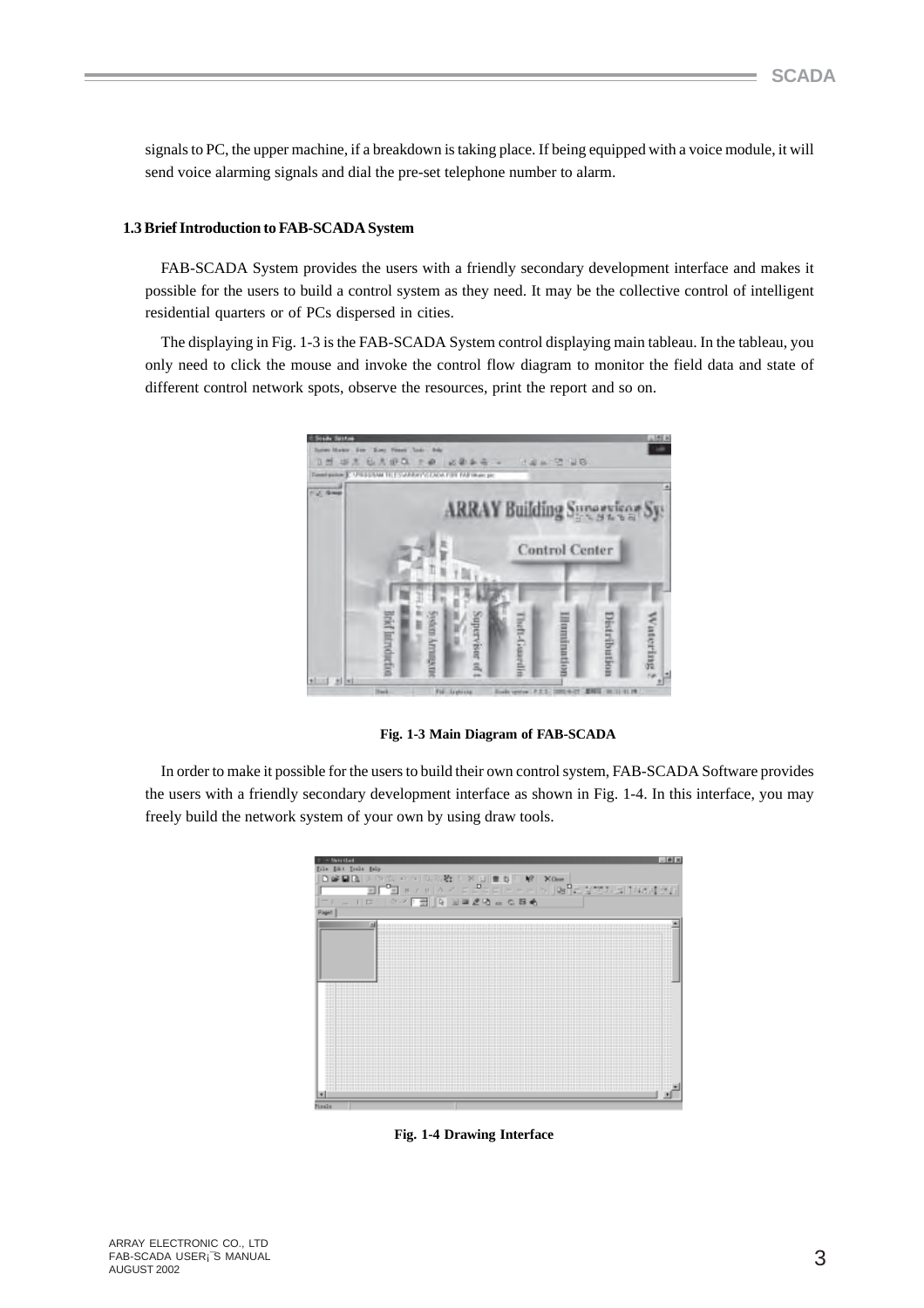signals to PC, the upper machine, if a breakdown is taking place. If being equipped with a voice module, it will send voice alarming signals and dial the pre-set telephone number to alarm.

### 1.3 Brief Introduction to FAB-SCADA System

FAB-SCADA System provides the users with a friendly secondary development interface and makes it possible for the users to build a control system as they need. It may be the collective control of intelligent residential quarters or of PCs dispersed in cities.

The displaying in Fig. 1-3 is the FAB-SCADA System control displaying main tableau. In the tableau, you only need to click the mouse and invoke the control flow diagram to monitor the field data and state of different control network spots, observe the resources, print the report and so on.

**Fig. 1-3 Main Diagram of FAB-SCADA**

In order to make it possible for the users to build their own control system, FAB-SCADA Software provides the users with a friendly secondary development interface as shown in Fig. 1-4. In this interface, you may freely build the network system of your own by using draw tools.

**Fig. 1-4 Drawing Interface**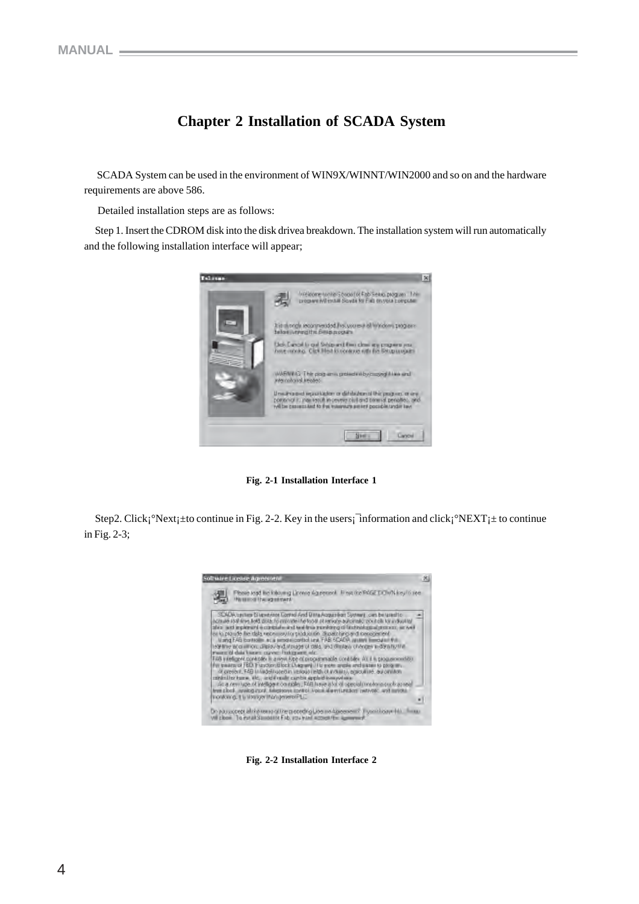# Chapter 2 Installation of SCADA System

SCADA System can be used in the environment of WIN9X/WINNT/WIN2000 and so on and the hardware requirements are above 586.

Detailed installation steps are as follows:

Step 1. Insert the CDROM disk into the disk drivea breakdown. The installation system will run automatically and the following installation interface will appear;

Fig. 2-1 Installation Interface 1

Step2. Click¡°Next¡±to continue in Fig. 2-2. Key in the users¡¯information and click¡°NEXT¡± to continue in Fig. 2-3;

Fig. 2-2 Installation Interface 2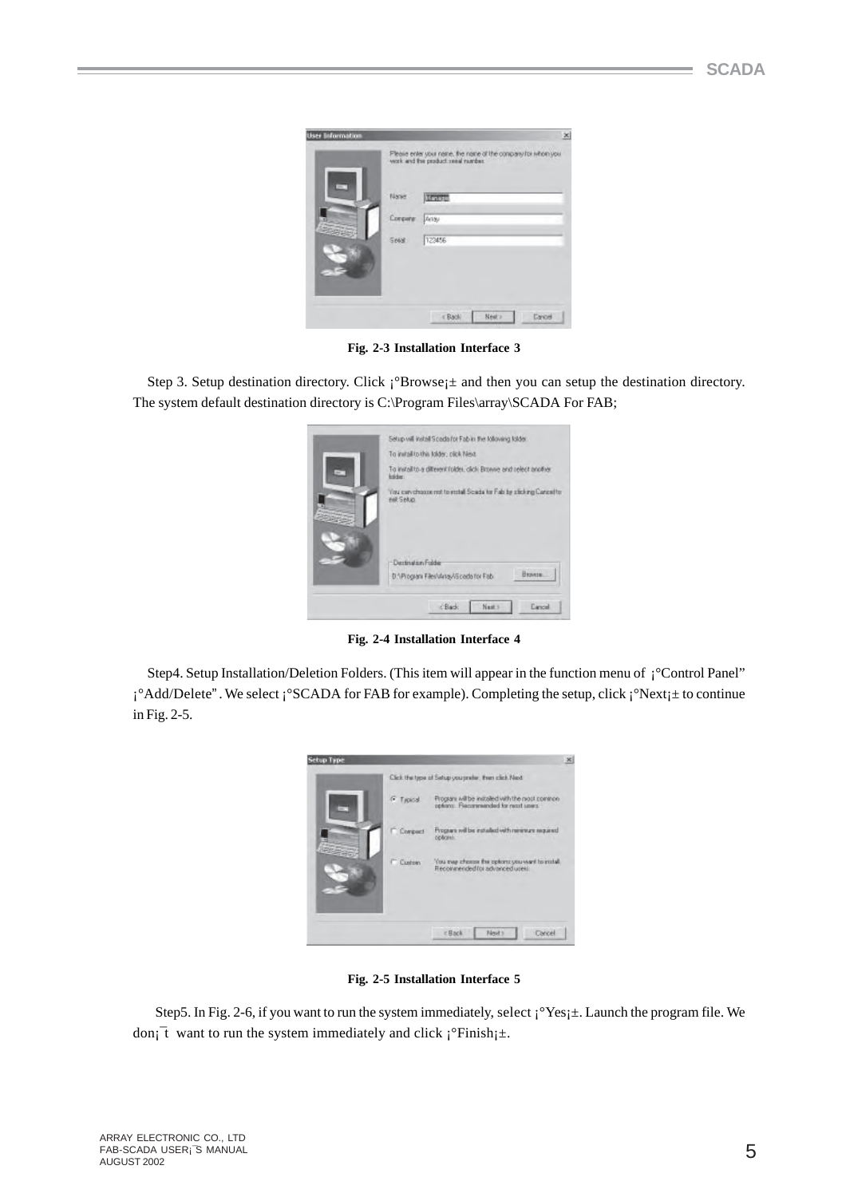Fig. 2-3 Installation Interface 3

Step 3. Setup destination directory. Click ¡°Browse¡± and then you can setup the destination directory. The system default destination directory is C:\Program Files\array\SCADA For FAB;

Fig. 2-4 Installation Interface 4

Step4. Setup Installation/Deletion Folders. (This item will appear in the function menu of ¡°Control Panel" ¡°Add/Delete". We select ¡°SCADA for FAB for example). Completing the setup, click ¡°Next¡± to continue in Fig. 2-5.

Fig. 2-5 Installation Interface 5

Step5. In Fig. 2-6, if you want to run the system immediately, select ¡°Yes¡±. Launch the program file. We don¡¯t want to run the system immediately and click ¡°Finish¡±.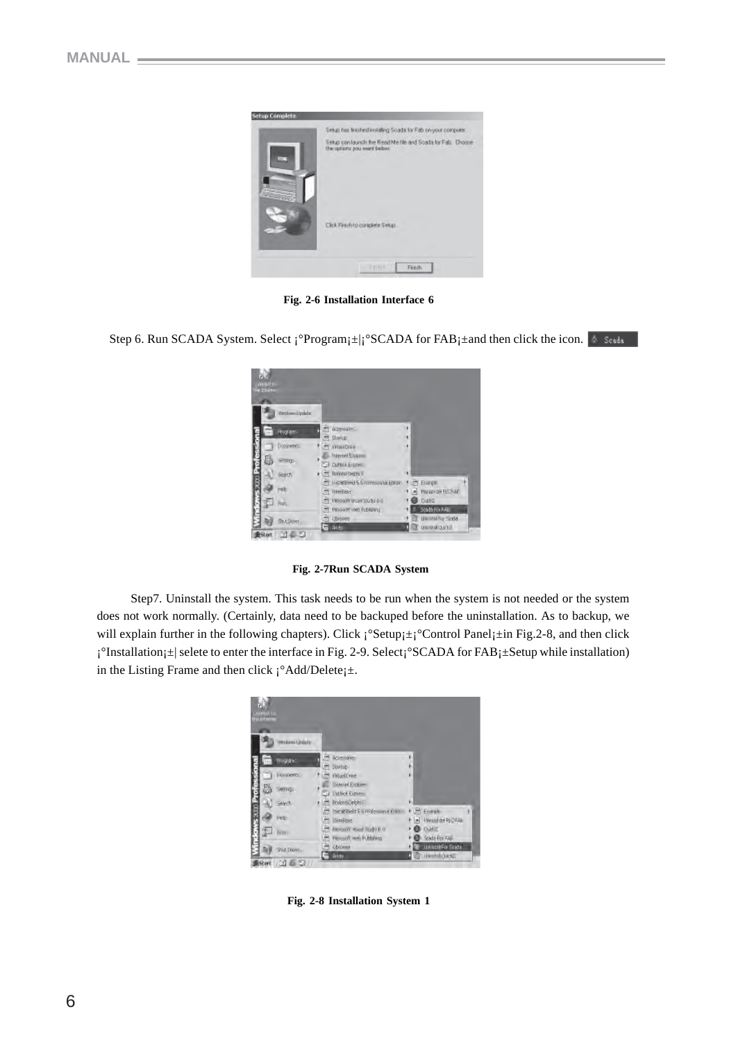Fig. 2-6 Installation Interface 6

Step 6. Run SCADA System. Select ¡°Program¡±|¡°SCADA for FAB¡±and then click the icon.

Fig. 2-7Run SCADA System

Step7. Uninstall the system. This task needs to be run when the system is not needed or the system does not work normally. (Certainly, data need to be backuped before the uninstallation. As to backup, we will explain further in the following chapters). Click ¡°Setup¡±¡°Control Panel¡±in Fig.2-8, and then click ¡°Installation¡±| selete to enter the interface in Fig. 2-9. Select¡°SCADA for FAB¡±Setup while installation) in the Listing Frame and then click ¡°Add/Delete¡±.

Fig. 2-8 Installation System 1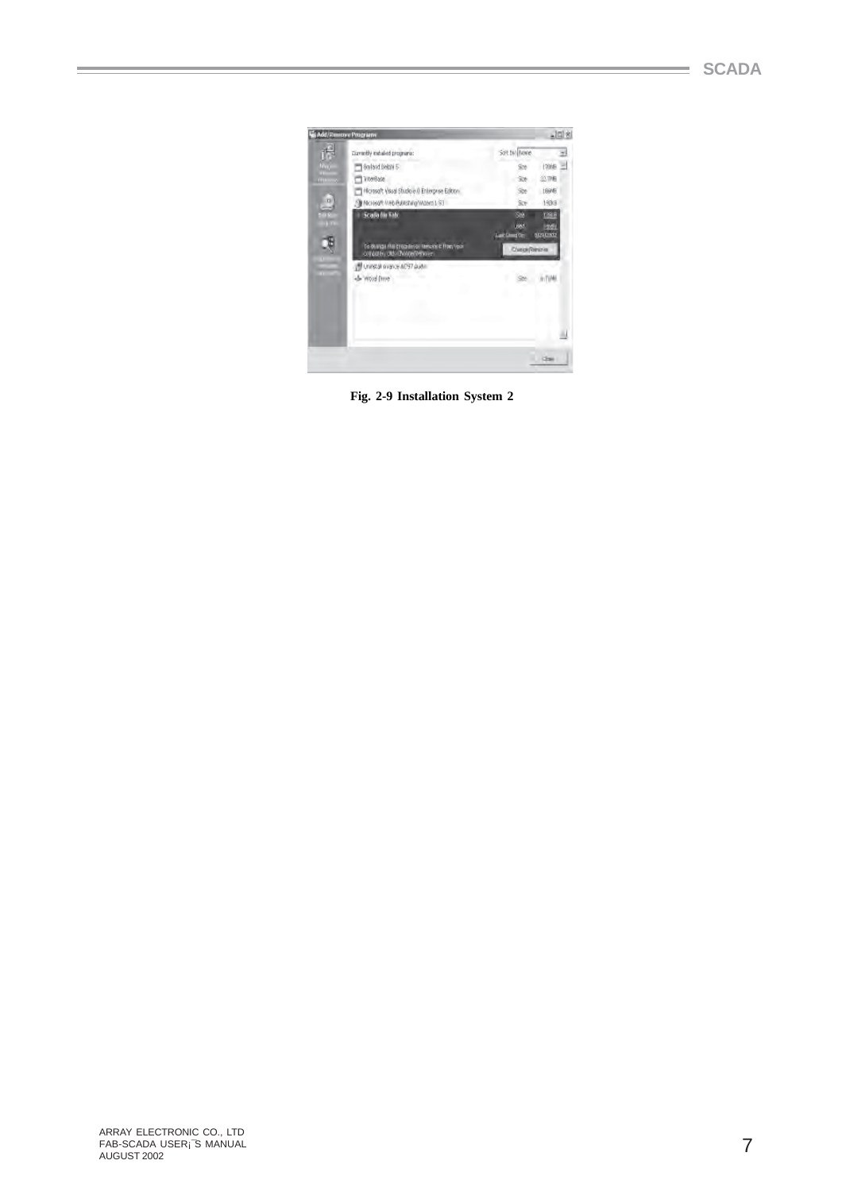Fig. 2-9 Installation System 2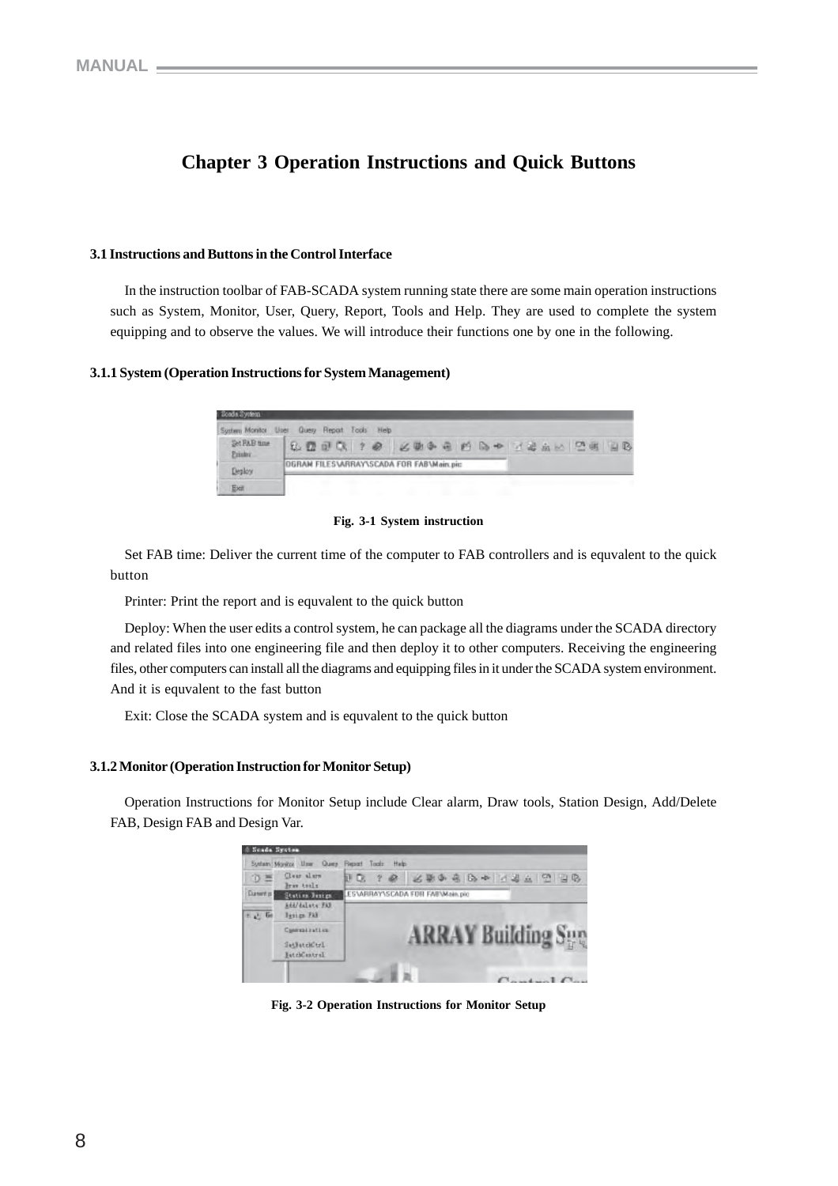# Chapter 3 Operation Instructions and Quick Buttons

## 3.1 Instructions and Buttons in the Control Interface

In the instruction toolbar of FAB-SCADA system running state there are some main operation instructions such as System, Monitor, User, Query, Report, Tools and Help. They are used to complete the system equipping and to observe the values. We will introduce their functions one by one in the following.

### 3.1.1 System (Operation Instructions for System Management)

**Fig. 3-1 System instruction**

Set FAB time: Deliver the current time of the computer to FAB controllers and is equvalent to the quick button

Printer: Print the report and is equvalent to the quick button

Deploy: When the user edits a control system, he can package all the diagrams under the SCADA directory and related files into one engineering file and then deploy it to other computers. Receiving the engineering files, other computers can install all the diagrams and equipping files in it under the SCADA system environment. And it is equvalent to the fast button

Exit: Close the SCADA system and is equvalent to the quick button

### 3.1.2 Monitor (Operation Instruction for Monitor Setup)

Operation Instructions for Monitor Setup include Clear alarm, Draw tools, Station Design, Add/Delete FAB, Design FAB and Design Var.

**Fig. 3-2 Operation Instructions for Monitor Setup**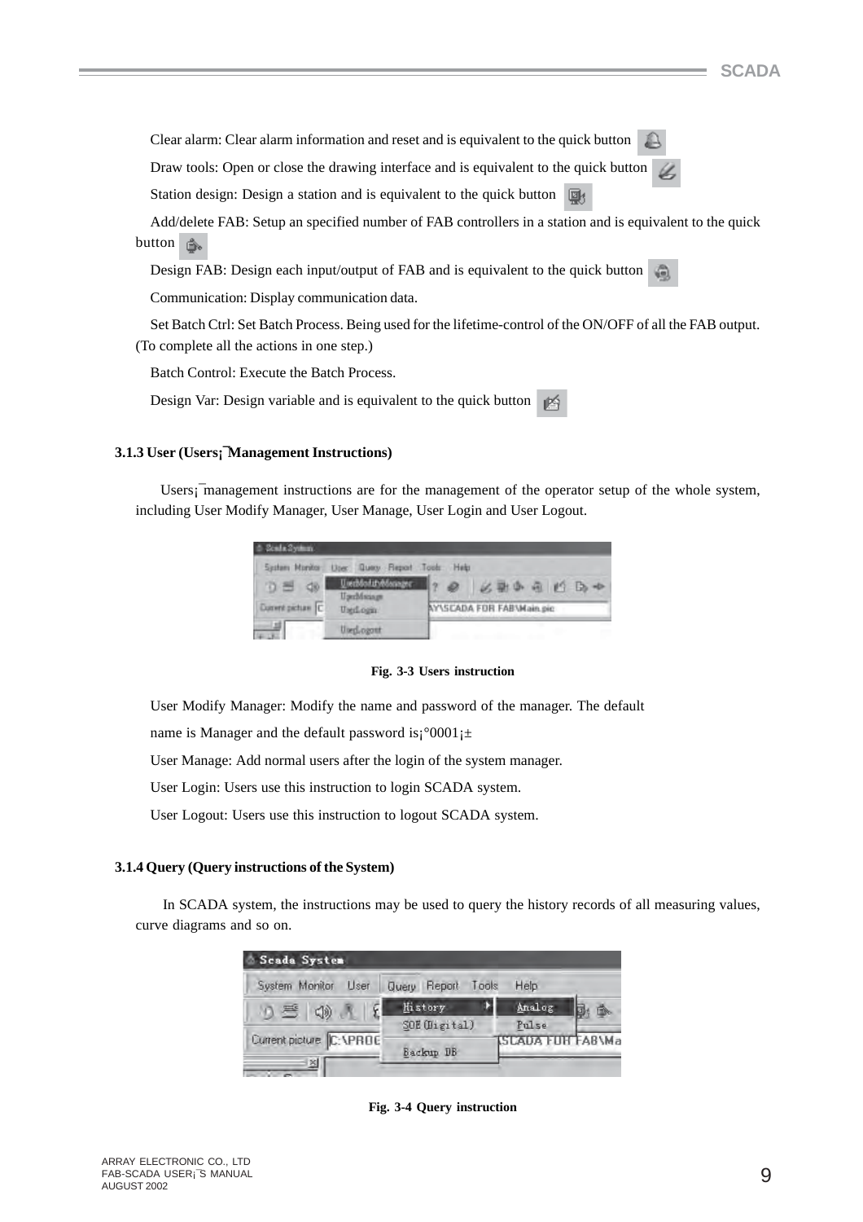Clear alarm: Clear alarm information and reset and is equivalent to the quick button

Draw tools: Open or close the drawing interface and is equivalent to the quick button

Station design: Design a station and is equivalent to the quick button

Add/delete FAB: Setup an specified number of FAB controllers in a station and is equivalent to the quick button

Design FAB: Design each input/output of FAB and is equivalent to the quick button

Communication: Display communication data.

Set Batch Ctrl: Set Batch Process. Being used for the lifetime-control of the ON/OFF of all the FAB output. (To complete all the actions in one step.)

Batch Control: Execute the Batch Process.

Design Var: Design variable and is equivalent to the quick button

### 3.1.3 User (Users¡¯Management Instructions)

Users¡¯management instructions are for the management of the operator setup of the whole system, including User Modify Manager, User Manage, User Login and User Logout.

**Fig. 3-3 Users instruction**

User Modify Manager: Modify the name and password of the manager. The default name is Manager and the default password is¡°0001¡±

User Manage: Add normal users after the login of the system manager.

User Login: Users use this instruction to login SCADA system.

User Logout: Users use this instruction to logout SCADA system.

### 3.1.4 Query (Query instructions of the System)

In SCADA system, the instructions may be used to query the history records of all measuring values, curve diagrams and so on.

**Fig. 3-4 Query instruction**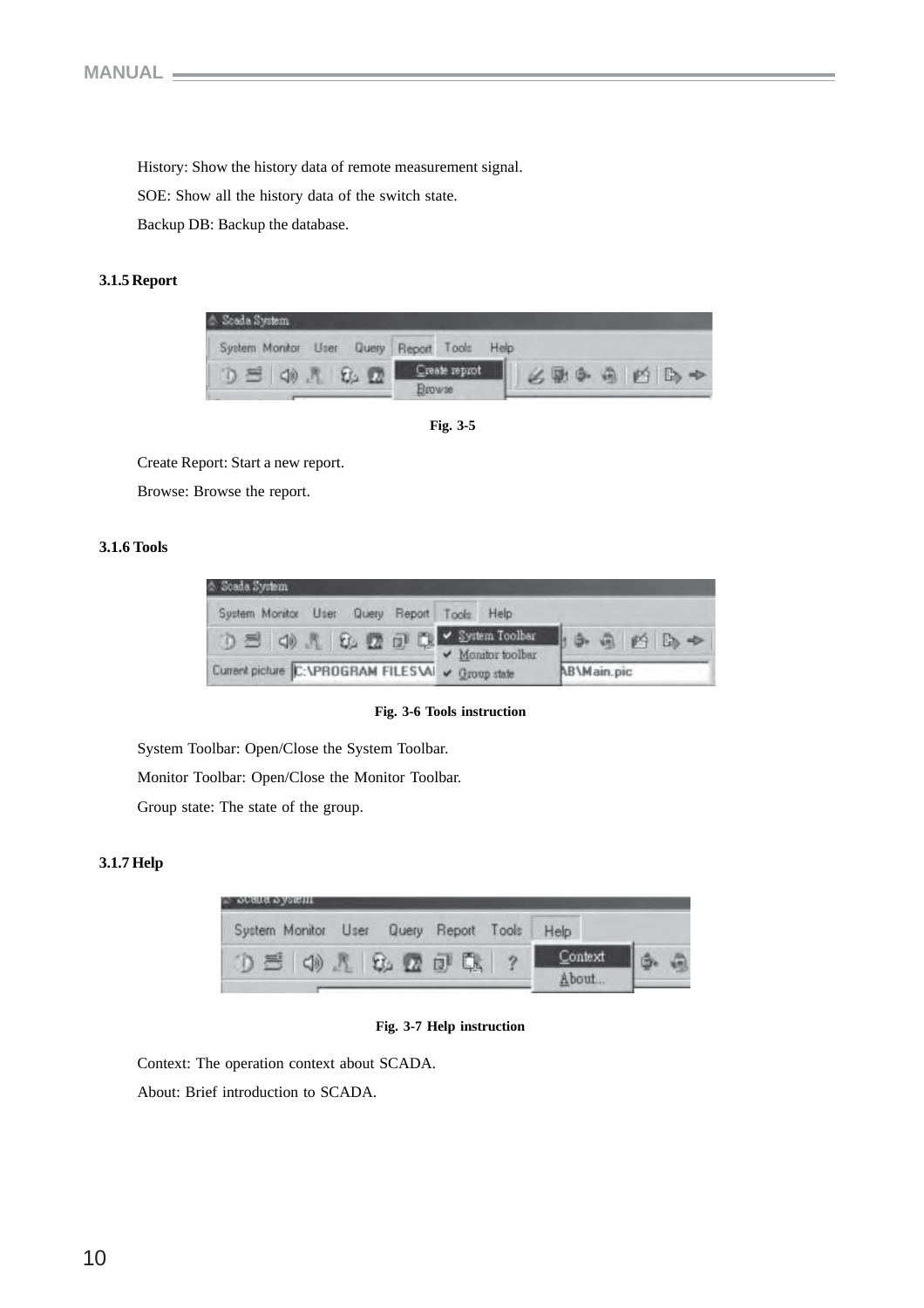History: Show the history data of remote measurement signal.

SOE: Show all the history data of the switch state.

Backup DB: Backup the database.

### 3.1.5 Report

Fig. 3-5

Create Report: Start a new report.

Browse: Browse the report.

### 3.1.6 Tools

Fig. 3-6 Tools instruction

System Toolbar: Open/Close the System Toolbar.

Monitor Toolbar: Open/Close the Monitor Toolbar.

Group state: The state of the group.

### 3.1.7 Help

Fig. 3-7 Help instruction

Context: The operation context about SCADA.

About: Brief introduction to SCADA.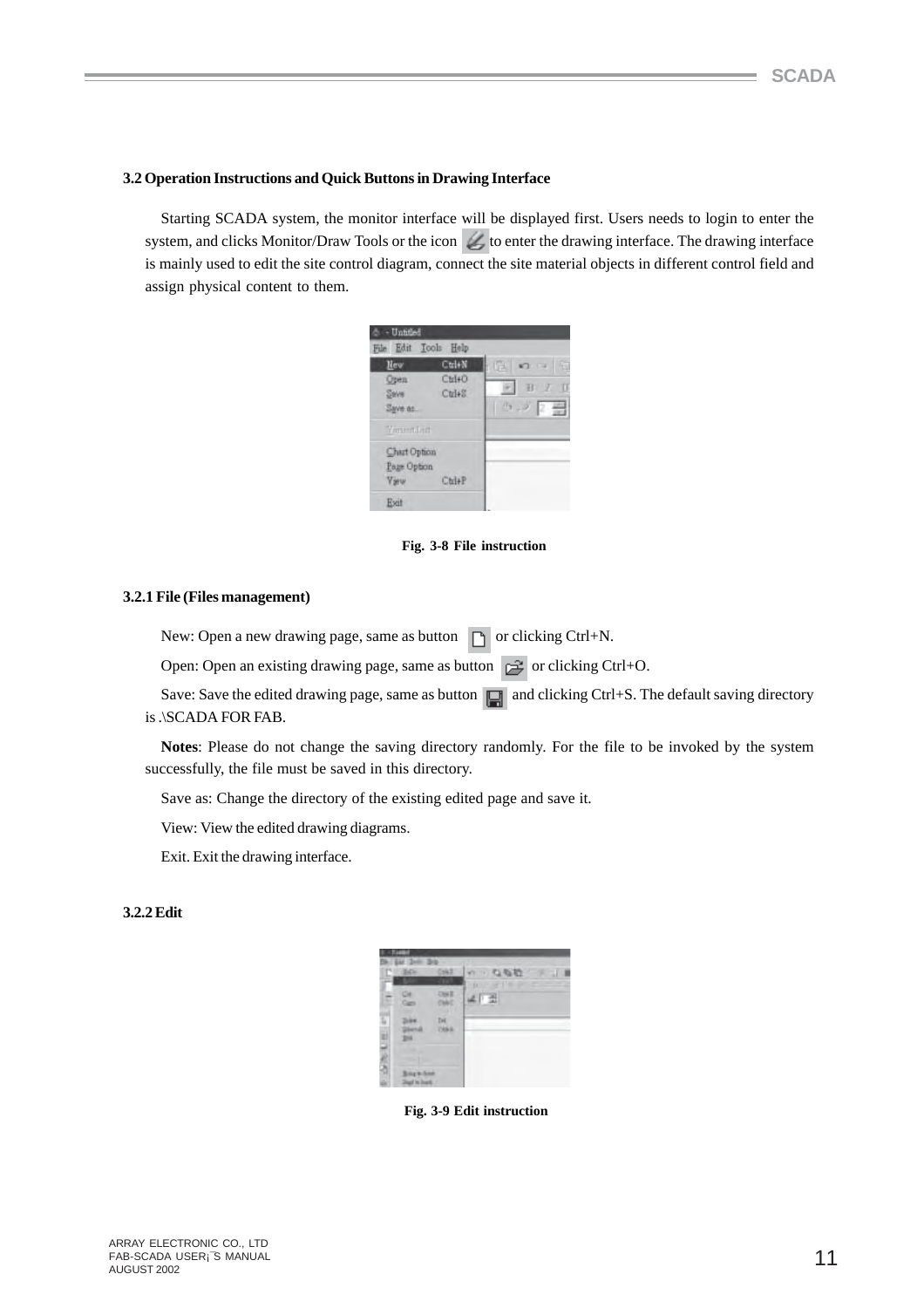### 3.2 Operation Instructions and Quick Buttons in Drawing Interface

Starting SCADA system, the monitor interface will be displayed first. Users needs to login to enter the system, and clicks Monitor/Draw Tools or the icon to enter the drawing interface. The drawing interface is mainly used to edit the site control diagram, connect the site material objects in different control field and assign physical content to them.

Fig. 3-8 File instruction

#### 3.2.1 File (Files management)

New: Open a new drawing page, same as button or clicking Ctrl+N.

Open: Open an existing drawing page, same as button or clicking Ctrl+O.

Save: Save the edited drawing page, same as button and clicking Ctrl+S. The default saving directory is .\SCADA FOR FAB.

**Notes**: Please do not change the saving directory randomly. For the file to be invoked by the system successfully, the file must be saved in this directory.

Save as: Change the directory of the existing edited page and save it.

View: View the edited drawing diagrams.

Exit. Exit the drawing interface.

#### 3.2.2 Edit

Fig. 3-9 Edit instruction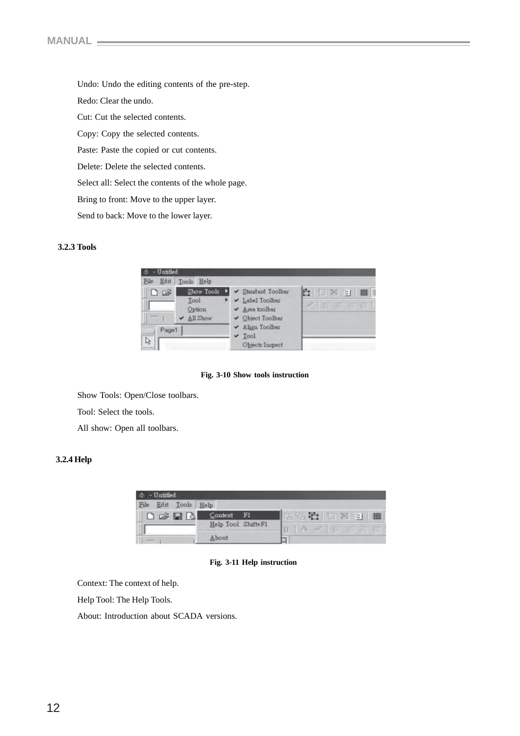Undo: Undo the editing contents of the pre-step.

Redo: Clear the undo.

Cut: Cut the selected contents.

Copy: Copy the selected contents.

Paste: Paste the copied or cut contents.

Delete: Delete the selected contents.

Select all: Select the contents of the whole page.

Bring to front: Move to the upper layer.

Send to back: Move to the lower layer.

### 3.2.3 Tools

**Fig. 3-10 Show tools instruction**

Show Tools: Open/Close toolbars.

Tool: Select the tools.

All show: Open all toolbars.

### 3.2.4 Help

**Fig. 3-11 Help instruction**

Context: The context of help.

Help Tool: The Help Tools.

About: Introduction about SCADA versions.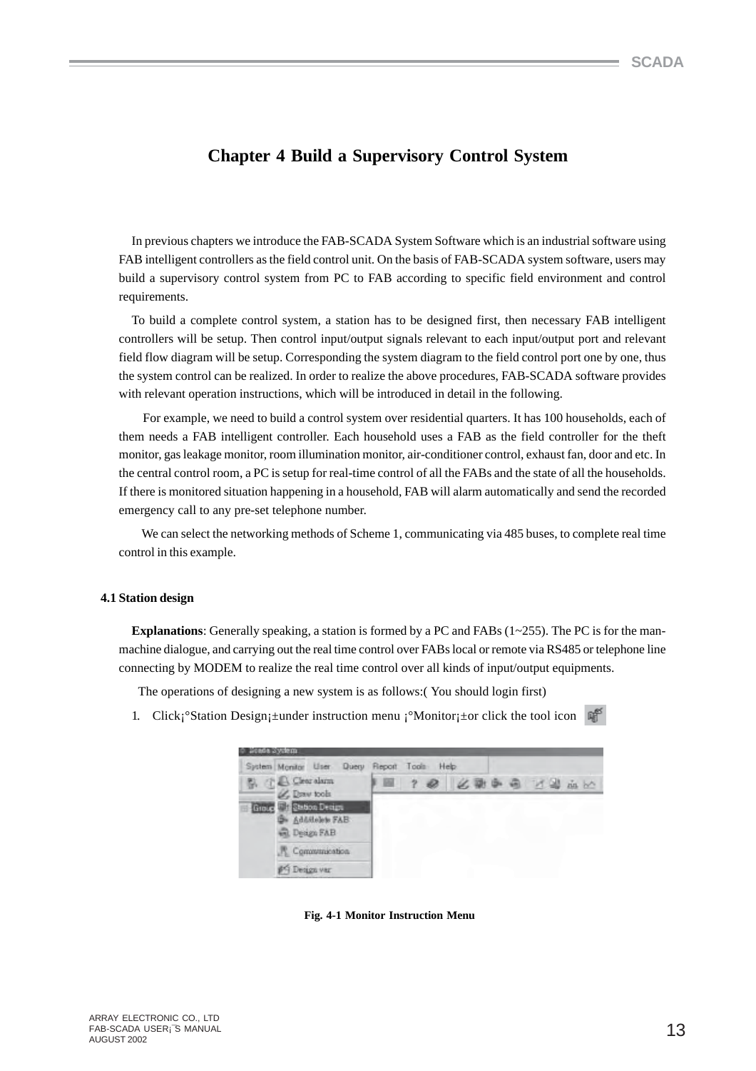# Chapter 4 Build a Supervisory Control System

In previous chapters we introduce the FAB-SCADA System Software which is an industrial software using FAB intelligent controllers as the field control unit. On the basis of FAB-SCADA system software, users may build a supervisory control system from PC to FAB according to specific field environment and control requirements.

To build a complete control system, a station has to be designed first, then necessary FAB intelligent controllers will be setup. Then control input/output signals relevant to each input/output port and relevant field flow diagram will be setup. Corresponding the system diagram to the field control port one by one, thus the system control can be realized. In order to realize the above procedures, FAB-SCADA software provides with relevant operation instructions, which will be introduced in detail in the following.

For example, we need to build a control system over residential quarters. It has 100 households, each of them needs a FAB intelligent controller. Each household uses a FAB as the field controller for the theft monitor, gas leakage monitor, room illumination monitor, air-conditioner control, exhaust fan, door and etc. In the central control room, a PC is setup for real-time control of all the FABs and the state of all the households. If there is monitored situation happening in a household, FAB will alarm automatically and send the recorded emergency call to any pre-set telephone number.

We can select the networking methods of Scheme 1, communicating via 485 buses, to complete real time control in this example.

### 4.1 Station design

**Explanations**: Generally speaking, a station is formed by a PC and FABs (1~255). The PC is for the man-machine dialogue, and carrying out the real time control over FABs local or remote via RS485 or telephone line connecting by MODEM to realize the real time control over all kinds of input/output equipments.

The operations of designing a new system is as follows:( You should login first)

1. Click¡°Station Design¡±under instruction menu ¡°Monitor¡±or click the tool icon

**Fig. 4-1 Monitor Instruction Menu**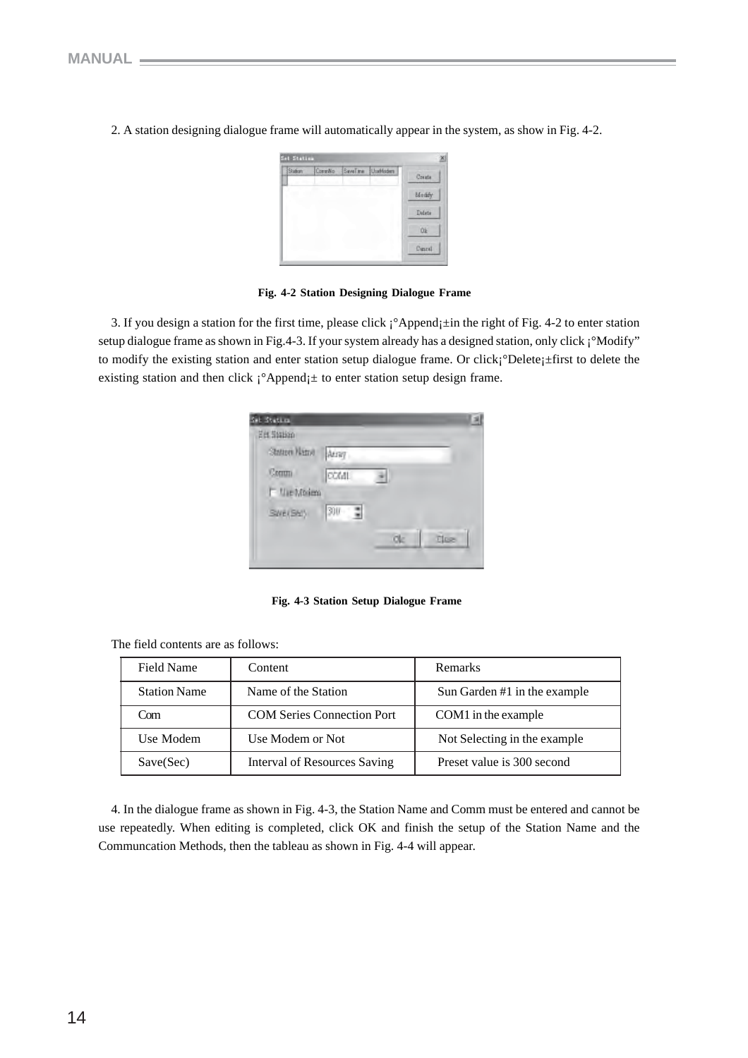2. A station designing dialogue frame will automatically appear in the system, as show in Fig. 4-2.

**Fig. 4-2 Station Designing Dialogue Frame**

3. If you design a station for the first time, please click ¡°Append¡±in the right of Fig. 4-2 to enter station setup dialogue frame as shown in Fig.4-3. If your system already has a designed station, only click ¡°Modify” to modify the existing station and enter station setup dialogue frame. Or click¡°Delete¡±first to delete the existing station and then click ¡°Append¡± to enter station setup design frame.

**Fig. 4-3 Station Setup Dialogue Frame**

The field contents are as follows:

| Field Name | Content | Remarks |
| --- | --- | --- |
| Station Name | Name of the Station | Sun Garden #1 in the example |
| Com | COM Series Connection Port | COM1 in the example |
| Use Modem | Use Modem or Not | Not Selecting in the example |
| Save(Sec) | Interval of Resources Saving | Preset value is 300 second |

4. In the dialogue frame as shown in Fig. 4-3, the Station Name and Comm must be entered and cannot be use repeatedly. When editing is completed, click OK and finish the setup of the Station Name and the Communcation Methods, then the tableau as shown in Fig. 4-4 will appear.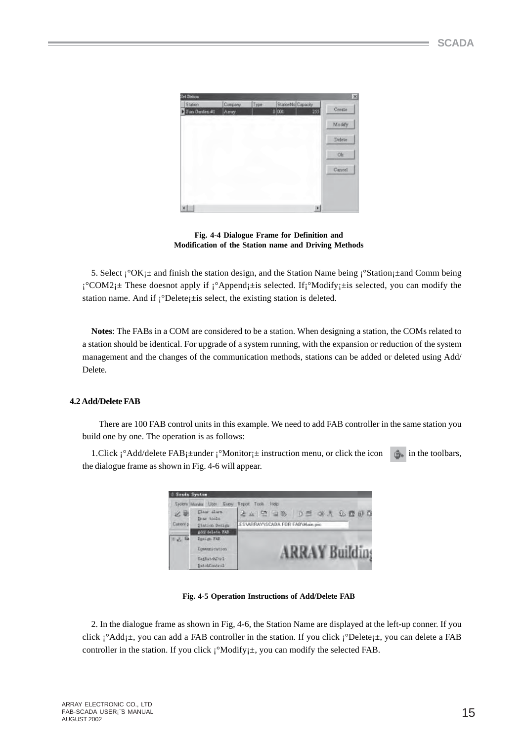Fig. 4-4 Dialogue Frame for Definition and Modification of the Station name and Driving Methods

5. Select ¡°OK¡± and finish the station design, and the Station Name being ¡°Station¡±and Comm being ¡°COM2¡± These doesnot apply if ¡°Append¡±is selected. If¡°Modify¡±is selected, you can modify the station name. And if ¡°Delete¡±is select, the existing station is deleted.

**Notes**: The FABs in a COM are considered to be a station. When designing a station, the COMs related to a station should be identical. For upgrade of a system running, with the expansion or reduction of the system management and the changes of the communication methods, stations can be added or deleted using Add/ Delete.

### 4.2 Add/Delete FAB

There are 100 FAB control units in this example. We need to add FAB controller in the same station you build one by one. The operation is as follows:

1.Click ¡°Add/delete FAB¡±under ¡°Monitor¡± instruction menu, or click the icon in the toolbars, the dialogue frame as shown in Fig. 4-6 will appear.

Fig. 4-5 Operation Instructions of Add/Delete FAB

2. In the dialogue frame as shown in Fig, 4-6, the Station Name are displayed at the left-up conner. If you click ¡°Add¡±, you can add a FAB controller in the station. If you click ¡°Delete¡±, you can delete a FAB controller in the station. If you click ¡°Modify¡±, you can modify the selected FAB.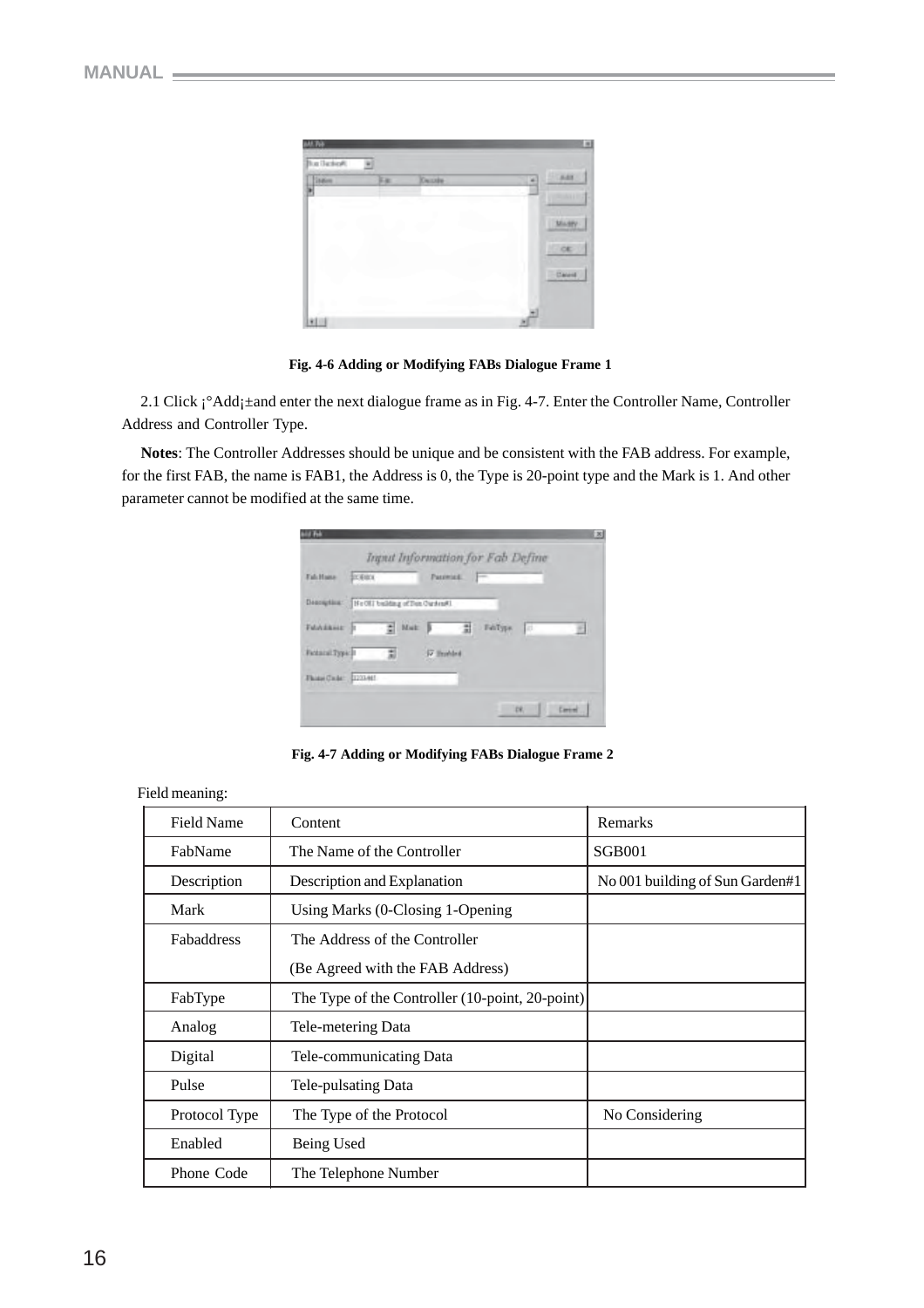Fig. 4-6 Adding or Modifying FABs Dialogue Frame 1

2.1 Click ¡°Add¡±and enter the next dialogue frame as in Fig. 4-7. Enter the Controller Name, Controller Address and Controller Type.

**Notes**: The Controller Addresses should be unique and be consistent with the FAB address. For example, for the first FAB, the name is FAB1, the Address is 0, the Type is 20-point type and the Mark is 1. And other parameter cannot be modified at the same time.

Fig. 4-7 Adding or Modifying FABs Dialogue Frame 2

Field meaning:

| Field Name | Content | Remarks |
|---|---|---|
| FabName | The Name of the Controller | SGB001 |
| Description | Description and Explanation | No 001 building of Sun Garden#1 |
| Mark | Using Marks (0-Closing 1-Opening | |
| Fabaddress | The Address of the Controller (Be Agreed with the FAB Address) | |
| FabType | The Type of the Controller (10-point, 20-point) | |
| Analog | Tele-metering Data | |
| Digital | Tele-communicating Data | |
| Pulse | Tele-pulsating Data | |
| Protocol Type | The Type of the Protocol | No Considering |
| Enabled | Being Used | |
| Phone Code | The Telephone Number | |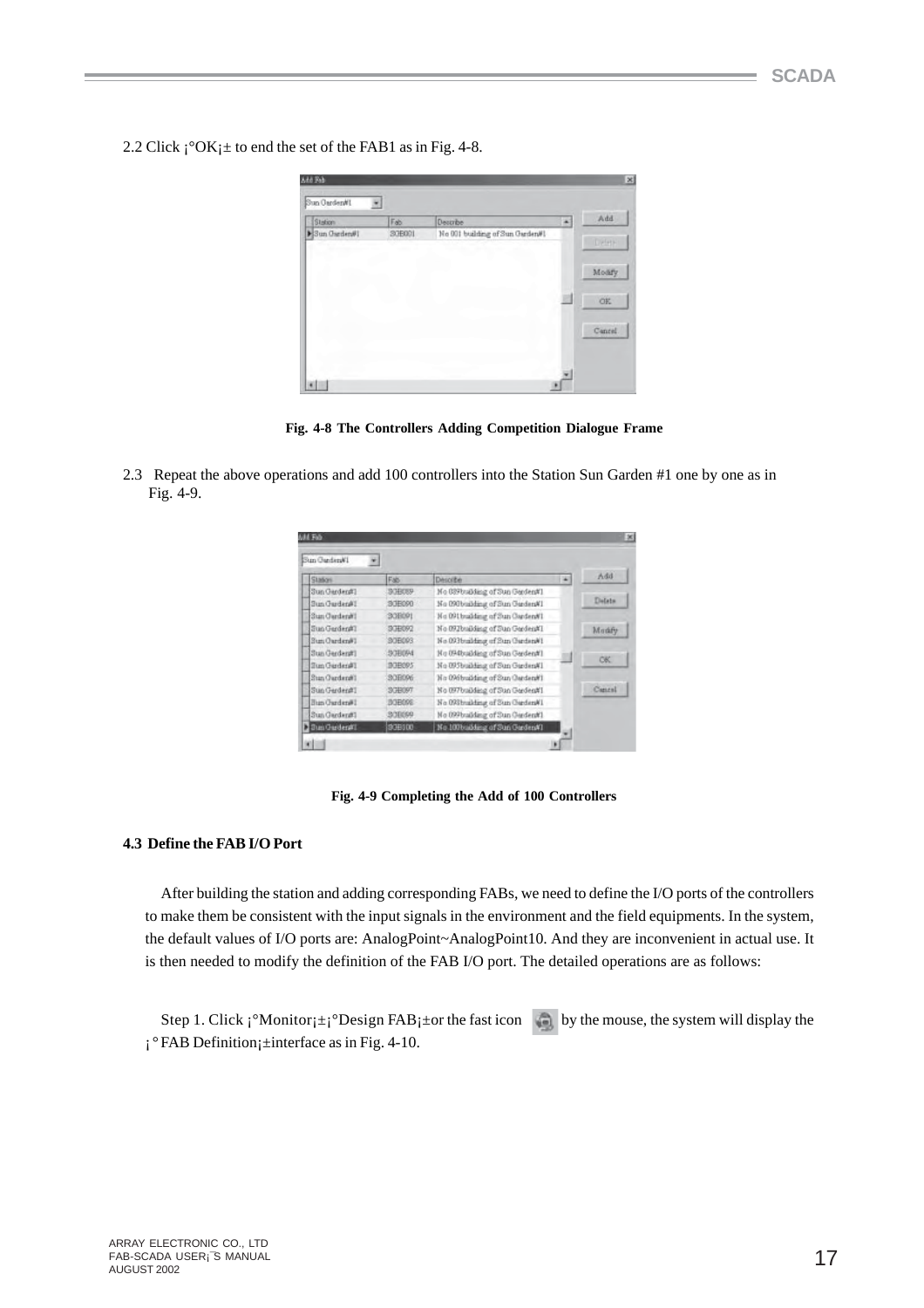2.2 Click ¡°OK¡± to end the set of the FAB1 as in Fig. 4-8.

**Fig. 4-8 The Controllers Adding Competition Dialogue Frame**

2.3 Repeat the above operations and add 100 controllers into the Station Sun Garden #1 one by one as in Fig. 4-9.

**Fig. 4-9 Completing the Add of 100 Controllers**

### 4.3 Define the FAB I/O Port

After building the station and adding corresponding FABs, we need to define the I/O ports of the controllers to make them be consistent with the input signals in the environment and the field equipments. In the system, the default values of I/O ports are: AnalogPoint~AnalogPoint10. And they are inconvenient in actual use. It is then needed to modify the definition of the FAB I/O port. The detailed operations are as follows:

Step 1. Click ¡°Monitor¡±¡°Design FAB¡±or the fast icon by the mouse, the system will display the ¡°FAB Definition¡±interface as in Fig. 4-10.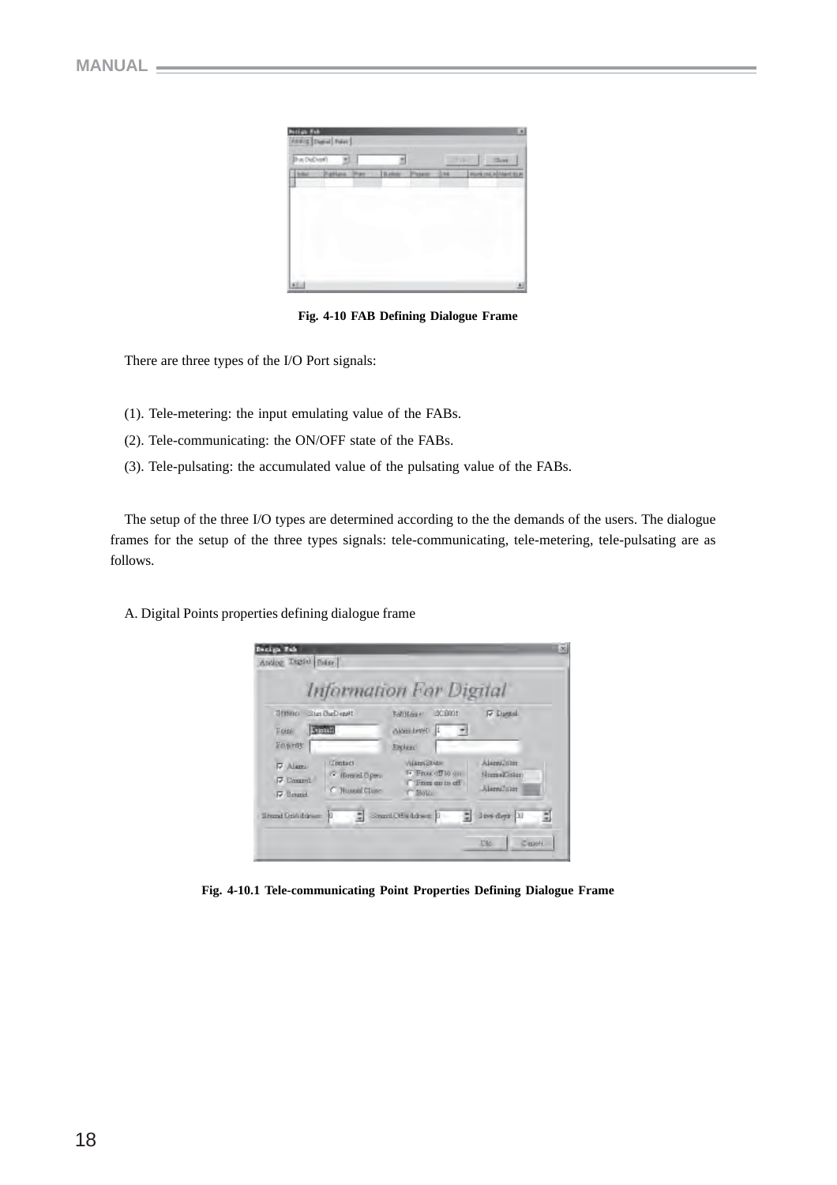Fig. 4-10 FAB Defining Dialogue Frame

There are three types of the I/O Port signals:

(1). Tele-metering: the input emulating value of the FABs.

(2). Tele-communicating: the ON/OFF state of the FABs.

(3). Tele-pulsating: the accumulated value of the pulsating value of the FABs.

The setup of the three I/O types are determined according to the the demands of the users. The dialogue frames for the setup of the three types signals: tele-communicating, tele-metering, tele-pulsating are as follows.

A. Digital Points properties defining dialogue frame

Fig. 4-10.1 Tele-communicating Point Properties Defining Dialogue Frame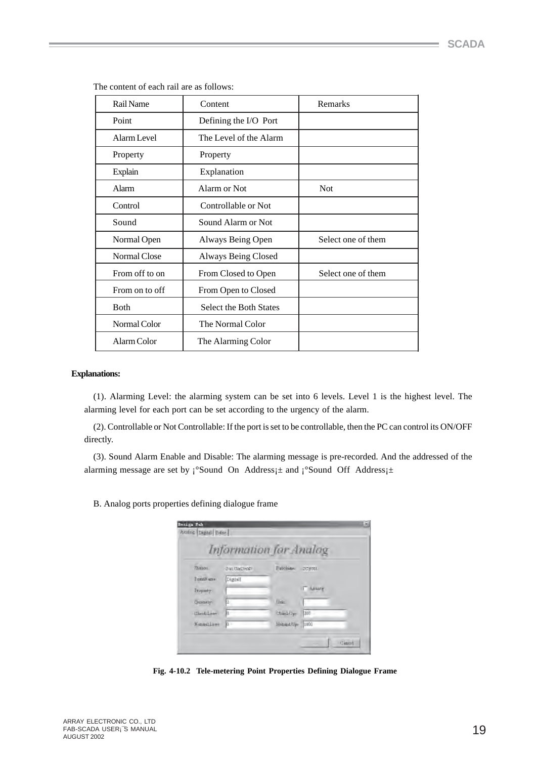The content of each rail are as follows:

| Rail Name | Content | Remarks |
|---|---|---|
| Point | Defining the I/O Port | |
| Alarm Level | The Level of the Alarm | |
| Property | Property | |
| Explain | Explanation | |
| Alarm | Alarm or Not | Not |
| Control | Controllable or Not | |
| Sound | Sound Alarm or Not | |
| Normal Open | Always Being Open | Select one of them |
| Normal Close | Always Being Closed | |
| From off to on | From Closed to Open | Select one of them |
| From on to off | From Open to Closed | |
| Both | Select the Both States | |
| Normal Color | The Normal Color | |
| Alarm Color | The Alarming Color | |

**Explanations:**

(1). Alarming Level: the alarming system can be set into 6 levels. Level 1 is the highest level. The alarming level for each port can be set according to the urgency of the alarm.

(2). Controllable or Not Controllable: If the port is set to be controllable, then the PC can control its ON/OFF directly.

(3). Sound Alarm Enable and Disable: The alarming message is pre-recorded. And the addressed of the alarming message are set by ¡°Sound On Address¡± and ¡°Sound Off Address¡±

B. Analog ports properties defining dialogue frame

**Fig. 4-10.2 Tele-metering Point Properties Defining Dialogue Frame**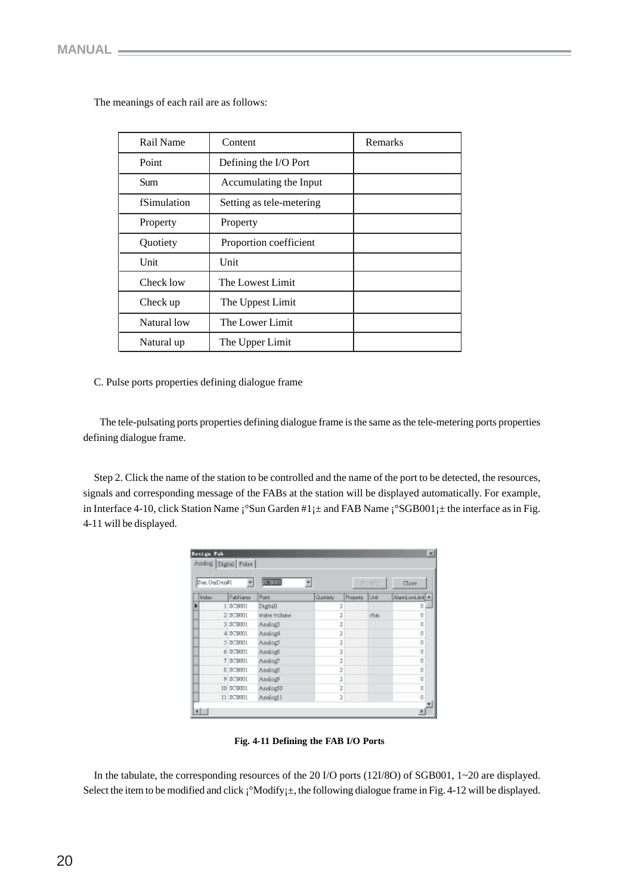The meanings of each rail are as follows:

| Rail Name | Content | Remarks |
| --- | --- | --- |
| Point | Defining the I/O Port | |
| Sum | Accumulating the Input | |
| fSimulation | Setting as tele-metering | |
| Property | Property | |
| Quotiety | Proportion coefficient | |
| Unit | Unit | |
| Check low | The Lowest Limit | |
| Check up | The Uppest Limit | |
| Natural low | The Lower Limit | |
| Natural up | The Upper Limit | |

C. Pulse ports properties defining dialogue frame

The tele-pulsating ports properties defining dialogue frame is the same as the tele-metering ports properties defining dialogue frame.

Step 2. Click the name of the station to be controlled and the name of the port to be detected, the resources, signals and corresponding message of the FABs at the station will be displayed automatically. For example, in Interface 4-10, click Station Name ¡°Sun Garden #1¡± and FAB Name ¡°SGB001¡± the interface as in Fig. 4-11 will be displayed.

**Fig. 4-11 Defining the FAB I/O Ports**

In the tabulate, the corresponding resources of the 20 I/O ports (12I/8O) of SGB001, 1~20 are displayed. Select the item to be modified and click ¡°Modify¡±, the following dialogue frame in Fig. 4-12 will be displayed.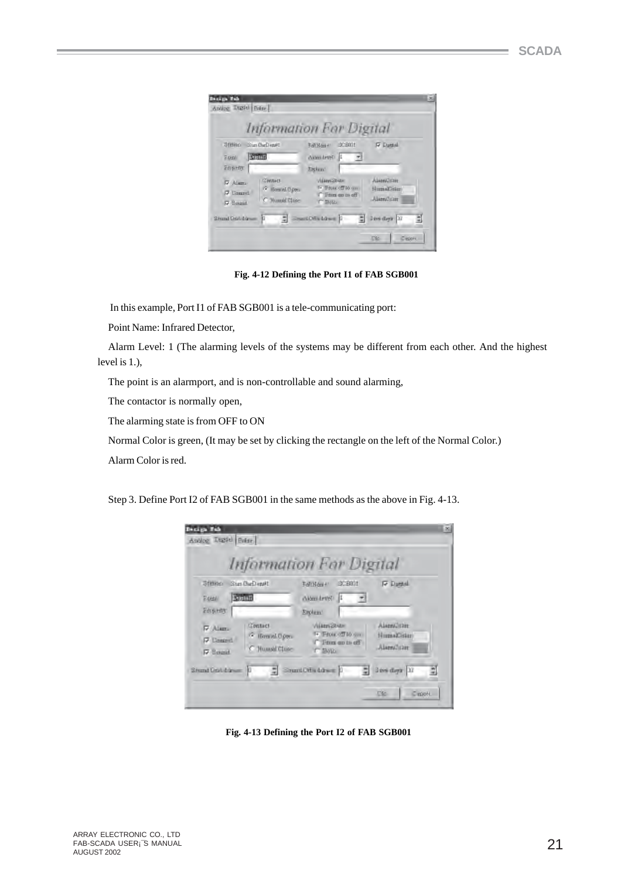Fig. 4-12 Defining the Port I1 of FAB SGB001

In this example, Port I1 of FAB SGB001 is a tele-communicating port:

Point Name: Infrared Detector,

Alarm Level: 1 (The alarming levels of the systems may be different from each other. And the highest level is 1.),

The point is an alarmport, and is non-controllable and sound alarming,

The contactor is normally open,

The alarming state is from OFF to ON

Normal Color is green, (It may be set by clicking the rectangle on the left of the Normal Color.)

Alarm Color is red.

Step 3. Define Port I2 of FAB SGB001 in the same methods as the above in Fig. 4-13.

Fig. 4-13 Defining the Port I2 of FAB SGB001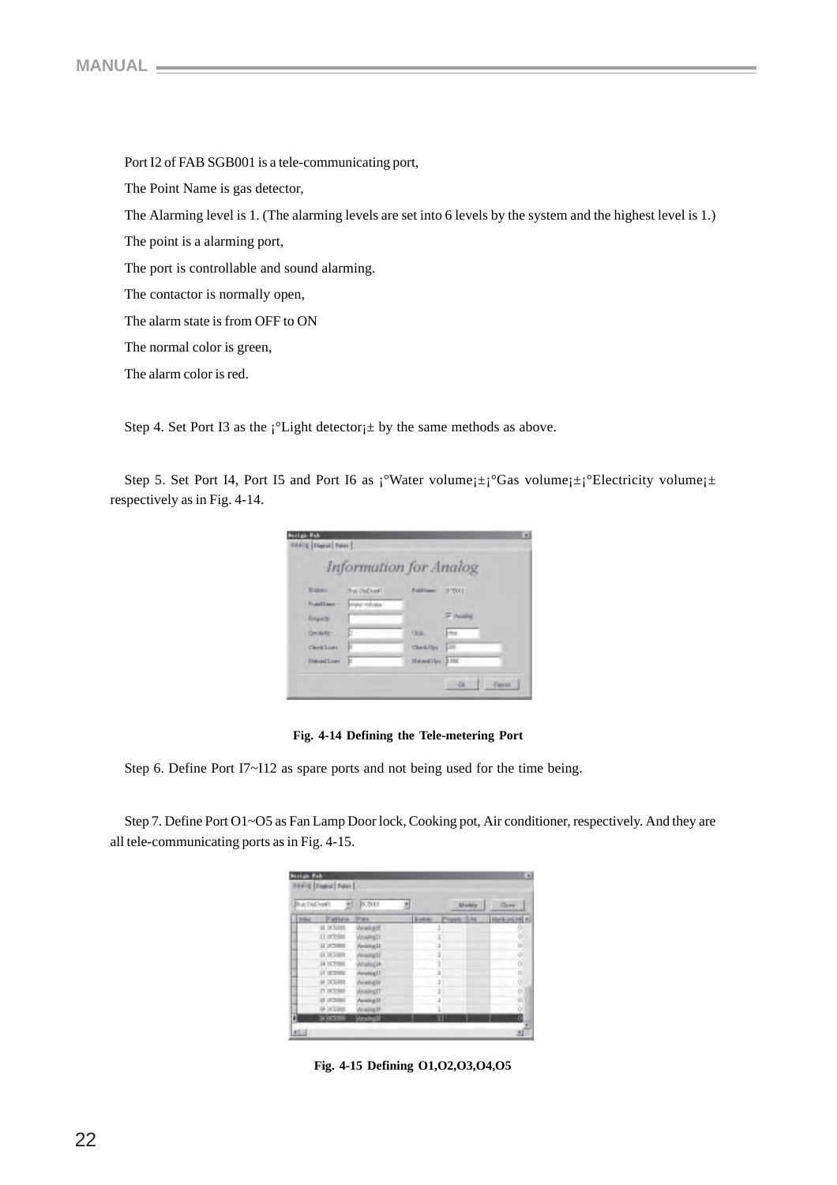Port I2 of FAB SGB001 is a tele-communicating port,

The Point Name is gas detector,

The Alarming level is 1. (The alarming levels are set into 6 levels by the system and the highest level is 1.)

The point is a alarming port,

The port is controllable and sound alarming.

The contactor is normally open,

The alarm state is from OFF to ON

The normal color is green,

The alarm color is red.

Step 4. Set Port I3 as the ¡°Light detector¡± by the same methods as above.

Step 5. Set Port I4, Port I5 and Port I6 as ¡°Water volume¡±¡°Gas volume¡±¡°Electricity volume¡± respectively as in Fig. 4-14.

**Fig. 4-14 Defining the Tele-metering Port**

Step 6. Define Port I7~I12 as spare ports and not being used for the time being.

Step 7. Define Port O1~O5 as Fan Lamp Door lock, Cooking pot, Air conditioner, respectively. And they are all tele-communicating ports as in Fig. 4-15.

**Fig. 4-15 Defining O1,O2,O3,O4,O5**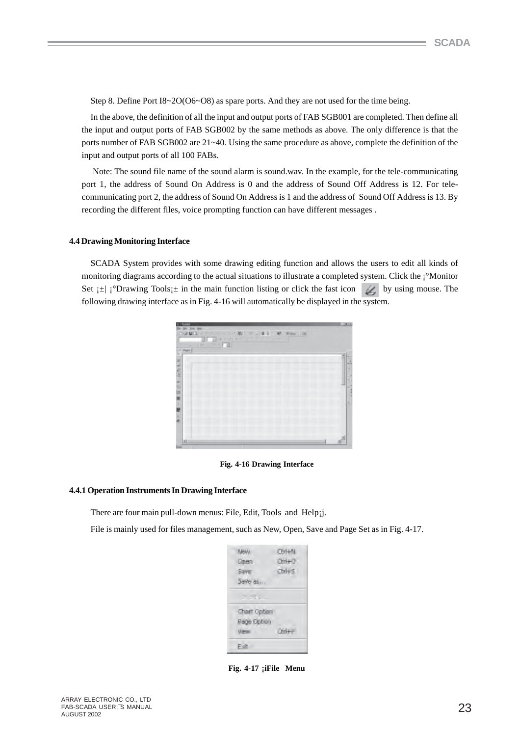Step 8. Define Port I8~2O(O6~O8) as spare ports. And they are not used for the time being.

In the above, the definition of all the input and output ports of FAB SGB001 are completed. Then define all the input and output ports of FAB SGB002 by the same methods as above. The only difference is that the ports number of FAB SGB002 are 21~40. Using the same procedure as above, complete the definition of the input and output ports of all 100 FABs.

Note: The sound file name of the sound alarm is sound.wav. In the example, for the tele-communicating port 1, the address of Sound On Address is 0 and the address of Sound Off Address is 12. For tele-communicating port 2, the address of Sound On Address is 1 and the address of Sound Off Address is 13. By recording the different files, voice prompting function can have different messages .

### 4.4 Drawing Monitoring Interface

SCADA System provides with some drawing editing function and allows the users to edit all kinds of monitoring diagrams according to the actual situations to illustrate a completed system. Click the ¡°Monitor Set ¡±| ¡°Drawing Tools¡± in the main function listing or click the fast icon by using mouse. The following drawing interface as in Fig. 4-16 will automatically be displayed in the system.

**Fig. 4-16 Drawing Interface**

#### 4.4.1 Operation Instruments In Drawing Interface

There are four main pull-down menus: File, Edit, Tools and Help¡j.

File is mainly used for files management, such as New, Open, Save and Page Set as in Fig. 4-17.

**Fig. 4-17 ¡iFile Menu**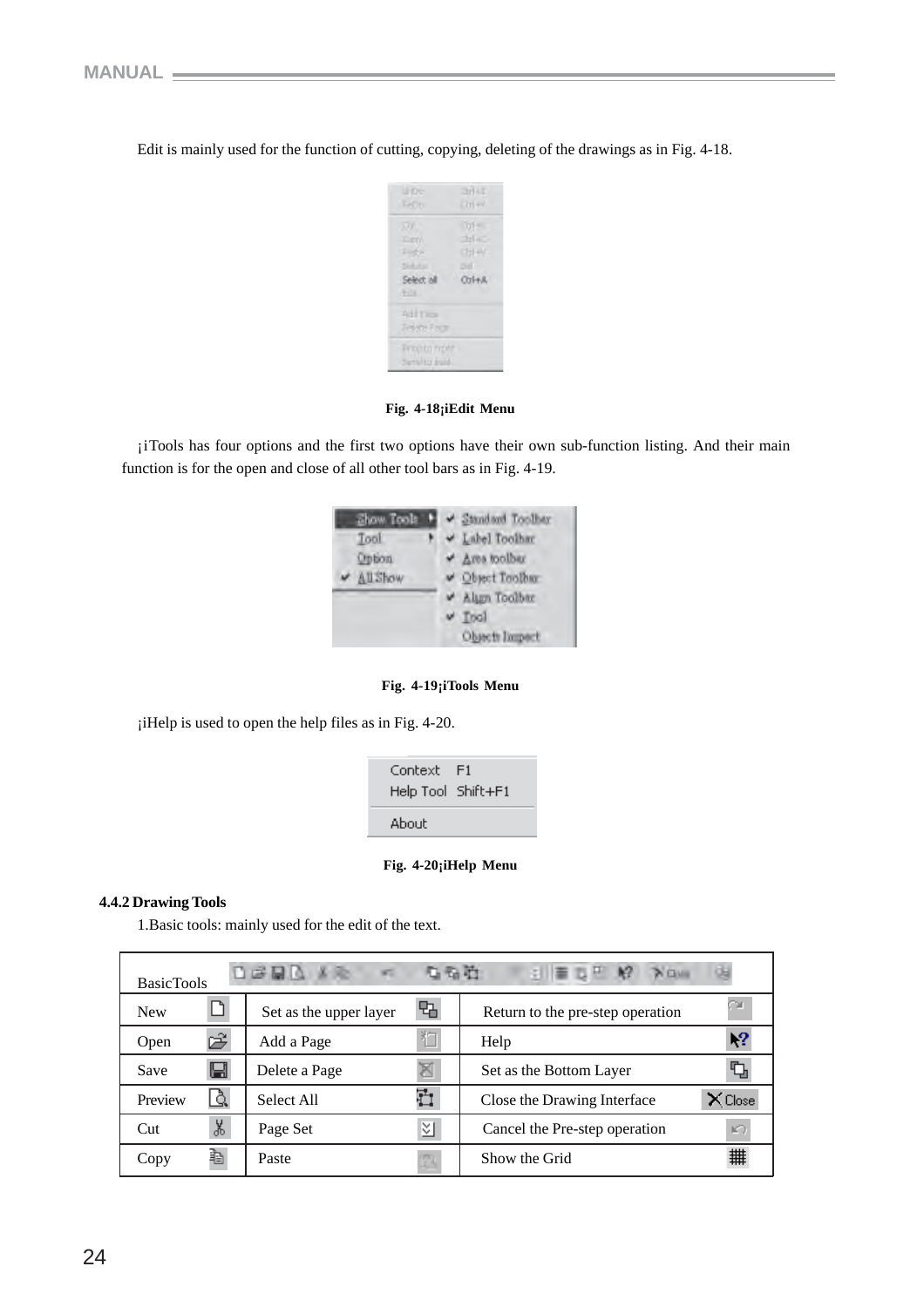Edit is mainly used for the function of cutting, copying, deleting of the drawings as in Fig. 4-18.

**Fig. 4-18¡iEdit Menu**

¡iTools has four options and the first two options have their own sub-function listing. And their main function is for the open and close of all other tool bars as in Fig. 4-19.

**Fig. 4-19¡iTools Menu**

¡iHelp is used to open the help files as in Fig. 4-20.

**Fig. 4-20¡iHelp Menu**

### 4.4.2 Drawing Tools

1.Basic tools: mainly used for the edit of the text.

| BasicTools | | |
|---|---|---|
| New | Set as the upper layer | Return to the pre-step operation |
| Open | Add a Page | Help |
| Save | Delete a Page | Set as the Bottom Layer |
| Preview | Select All | Close the Drawing Interface |
| Cut | Page Set | Cancel the Pre-step operation |
| Copy | Paste | Show the Grid |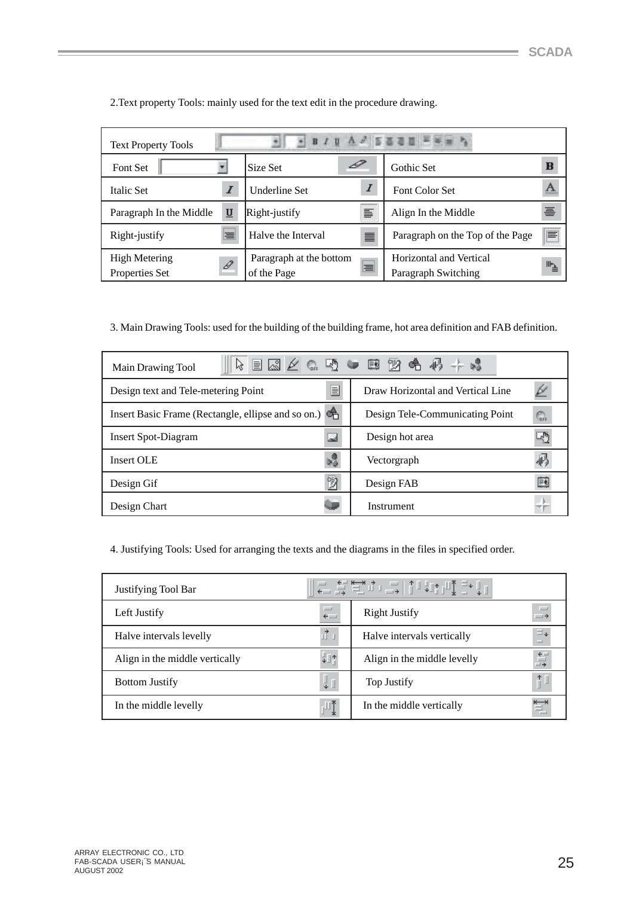2.Text property Tools: mainly used for the text edit in the procedure drawing.

| Text Property Tools | | |
|---|---|---|
| Font Set | Size Set | Gothic Set |
| Italic Set | Underline Set | Font Color Set |
| Paragraph In the Middle | Right-justify | Align In the Middle |
| Right-justify | Halve the Interval | Paragraph on the Top of the Page |
| High Metering Properties Set | Paragraph at the bottom of the Page | Horizontal and Vertical Paragraph Switching |

3. Main Drawing Tools: used for the building of the building frame, hot area definition and FAB definition.

| Main Drawing Tool | |
|---|---|
| Design text and Tele-metering Point | Draw Horizontal and Vertical Line |
| Insert Basic Frame (Rectangle, ellipse and so on.) | Design Tele-Communicating Point |
| Insert Spot-Diagram | Design hot area |
| Insert OLE | Vectorgraph |
| Design Gif | Design FAB |
| Design Chart | Instrument |

4. Justifying Tools: Used for arranging the texts and the diagrams in the files in specified order.

| Justifying Tool Bar | |
|---|---|
| Left Justify | Right Justify |
| Halve intervals levelly | Halve intervals vertically |
| Align in the middle vertically | Align in the middle levelly |
| Bottom Justify | Top Justify |
| In the middle levelly | In the middle vertically |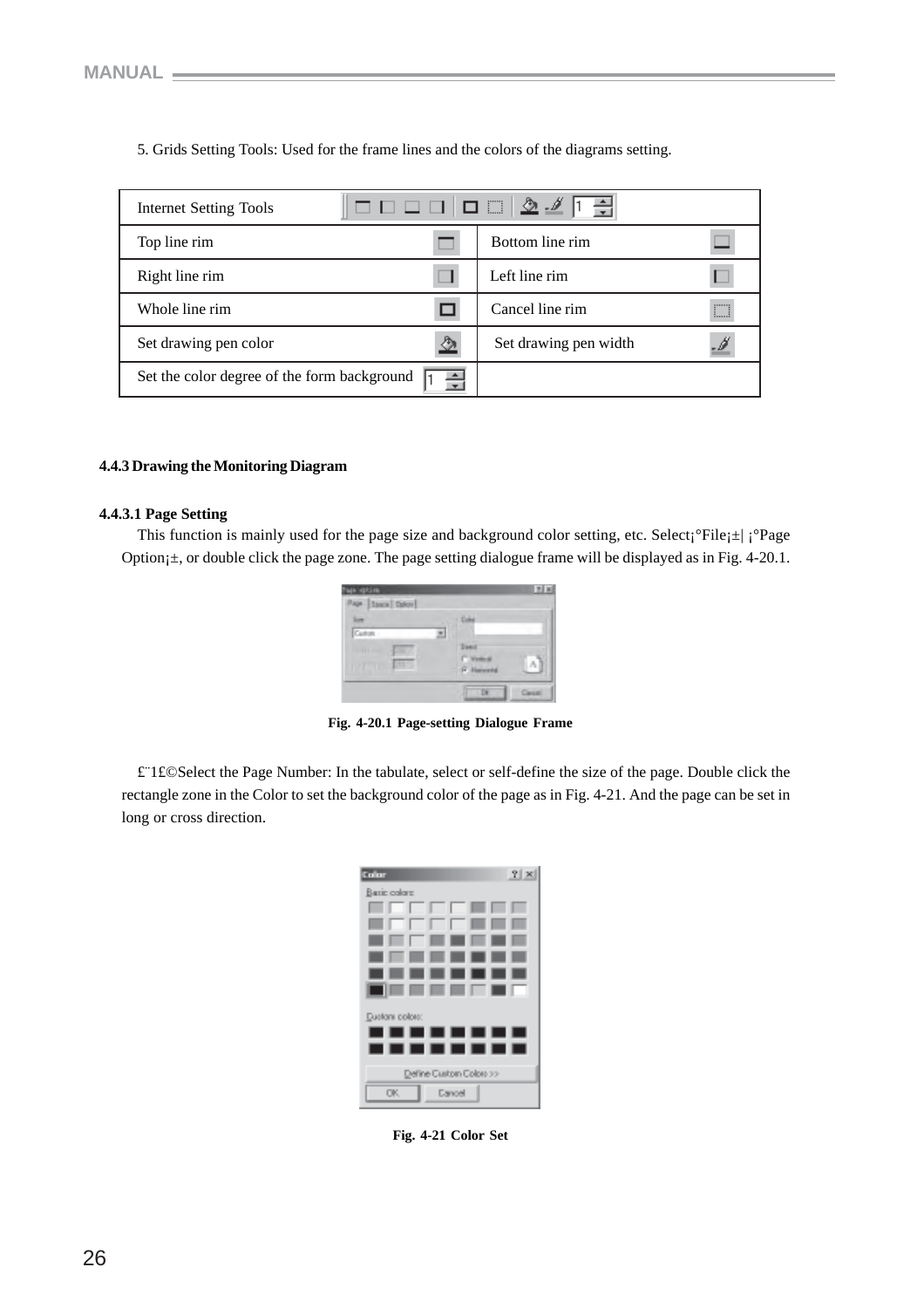5. Grids Setting Tools: Used for the frame lines and the colors of the diagrams setting.

| Internet Setting Tools | |
|---|---|
| Top line rim | Bottom line rim |
| Right line rim | Left line rim |
| Whole line rim | Cancel line rim |
| Set drawing pen color | Set drawing pen width |
| Set the color degree of the form background | |

**4.4.3 Drawing the Monitoring Diagram**

**4.4.3.1 Page Setting**

This function is mainly used for the page size and background color setting, etc. Select¡°File¡±| ¡°Page Option¡±, or double click the page zone. The page setting dialogue frame will be displayed as in Fig. 4-20.1.

**Fig. 4-20.1 Page-setting Dialogue Frame**

£¨1£©Select the Page Number: In the tabulate, select or self-define the size of the page. Double click the rectangle zone in the Color to set the background color of the page as in Fig. 4-21. And the page can be set in long or cross direction.

**Fig. 4-21 Color Set**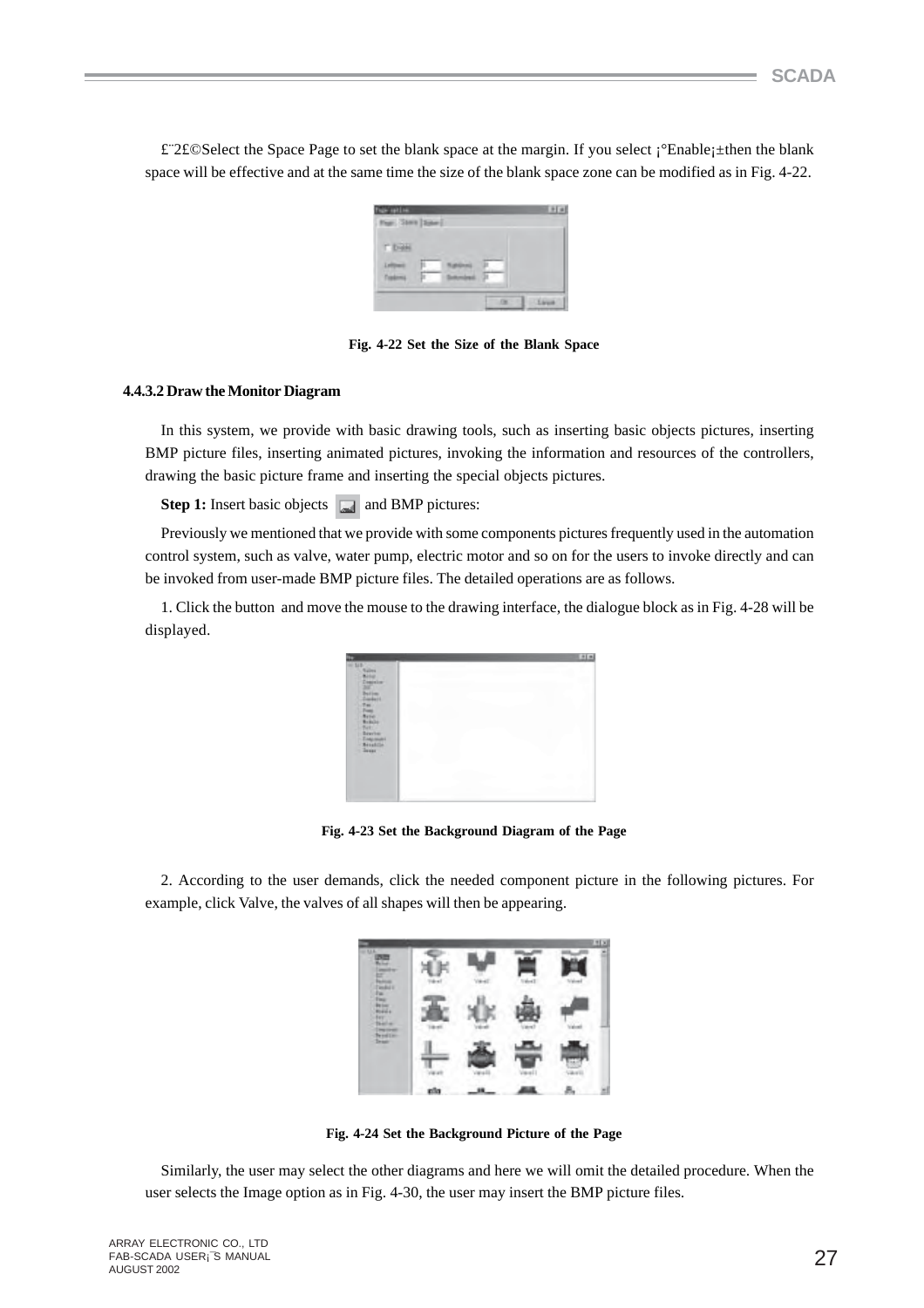£¨2£©Select the Space Page to set the blank space at the margin. If you select ¡°Enable¡±then the blank space will be effective and at the same time the size of the blank space zone can be modified as in Fig. 4-22.

**Fig. 4-22 Set the Size of the Blank Space**

#### 4.4.3.2 Draw the Monitor Diagram

In this system, we provide with basic drawing tools, such as inserting basic objects pictures, inserting BMP picture files, inserting animated pictures, invoking the information and resources of the controllers, drawing the basic picture frame and inserting the special objects pictures.

**Step 1:** Insert basic objects and BMP pictures:

Previously we mentioned that we provide with some components pictures frequently used in the automation control system, such as valve, water pump, electric motor and so on for the users to invoke directly and can be invoked from user-made BMP picture files. The detailed operations are as follows.

1. Click the button and move the mouse to the drawing interface, the dialogue block as in Fig. 4-28 will be displayed.

**Fig. 4-23 Set the Background Diagram of the Page**

2. According to the user demands, click the needed component picture in the following pictures. For example, click Valve, the valves of all shapes will then be appearing.

**Fig. 4-24 Set the Background Picture of the Page**

Similarly, the user may select the other diagrams and here we will omit the detailed procedure. When the user selects the Image option as in Fig. 4-30, the user may insert the BMP picture files.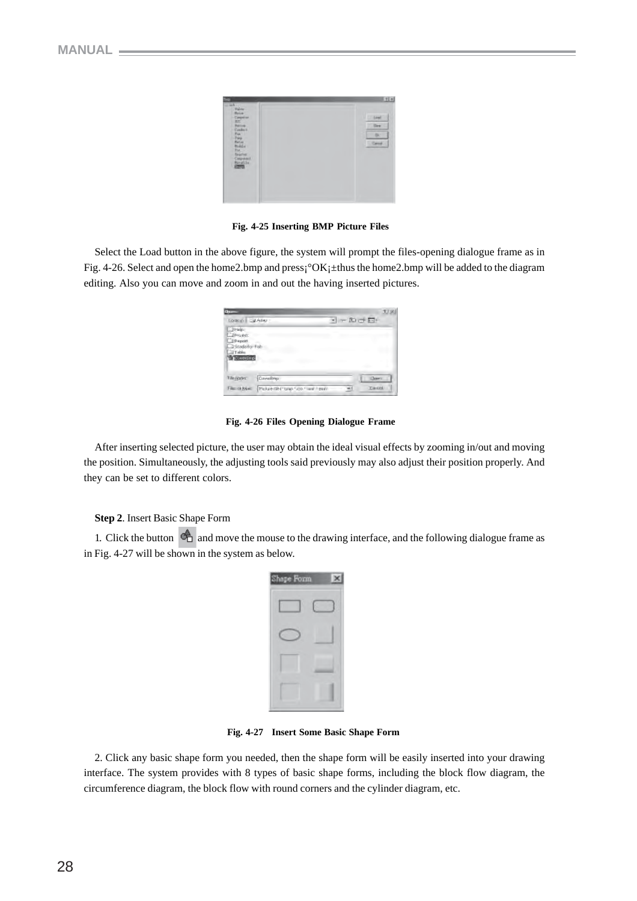Fig. 4-25 Inserting BMP Picture Files

Select the Load button in the above figure, the system will prompt the files-opening dialogue frame as in Fig. 4-26. Select and open the home2.bmp and press¡°OK¡±thus the home2.bmp will be added to the diagram editing. Also you can move and zoom in and out the having inserted pictures.

Fig. 4-26 Files Opening Dialogue Frame

After inserting selected picture, the user may obtain the ideal visual effects by zooming in/out and moving the position. Simultaneously, the adjusting tools said previously may also adjust their position properly. And they can be set to different colors.

**Step 2**. Insert Basic Shape Form

1. Click the button and move the mouse to the drawing interface, and the following dialogue frame as in Fig. 4-27 will be shown in the system as below.

Fig. 4-27 Insert Some Basic Shape Form

2. Click any basic shape form you needed, then the shape form will be easily inserted into your drawing interface. The system provides with 8 types of basic shape forms, including the block flow diagram, the circumference diagram, the block flow with round corners and the cylinder diagram, etc.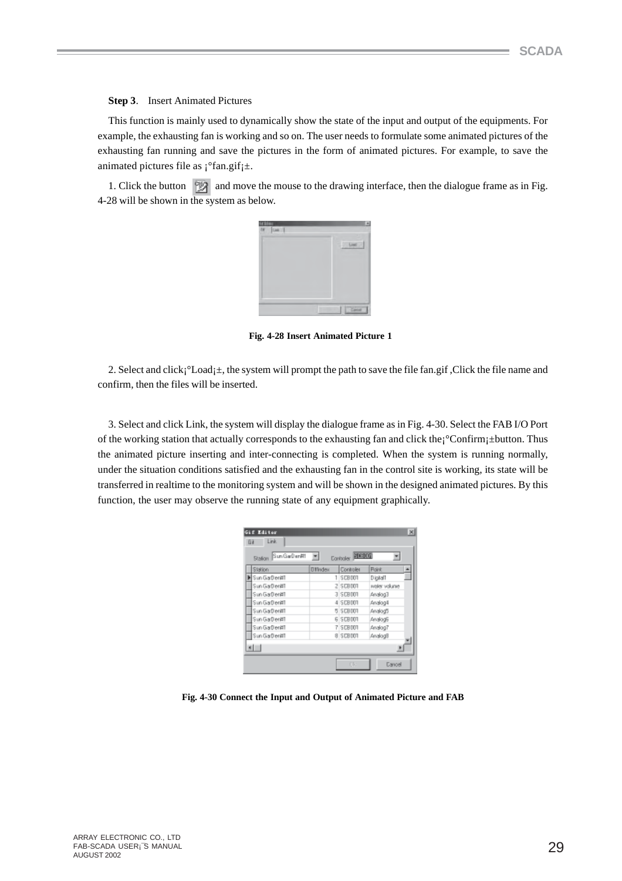**Step 3**. Insert Animated Pictures

This function is mainly used to dynamically show the state of the input and output of the equipments. For example, the exhausting fan is working and so on. The user needs to formulate some animated pictures of the exhausting fan running and save the pictures in the form of animated pictures. For example, to save the animated pictures file as ¡°fan.gif¡±.

1. Click the button and move the mouse to the drawing interface, then the dialogue frame as in Fig. 4-28 will be shown in the system as below.

**Fig. 4-28 Insert Animated Picture 1**

2. Select and click¡°Load¡±, the system will prompt the path to save the file fan.gif ,Click the file name and confirm, then the files will be inserted.

3. Select and click Link, the system will display the dialogue frame as in Fig. 4-30. Select the FAB I/O Port of the working station that actually corresponds to the exhausting fan and click the¡°Confirm¡±button. Thus the animated picture inserting and inter-connecting is completed. When the system is running normally, under the situation conditions satisfied and the exhausting fan in the control site is working, its state will be transferred in realtime to the monitoring system and will be shown in the designed animated pictures. By this function, the user may observe the running state of any equipment graphically.

**Fig. 4-30 Connect the Input and Output of Animated Picture and FAB**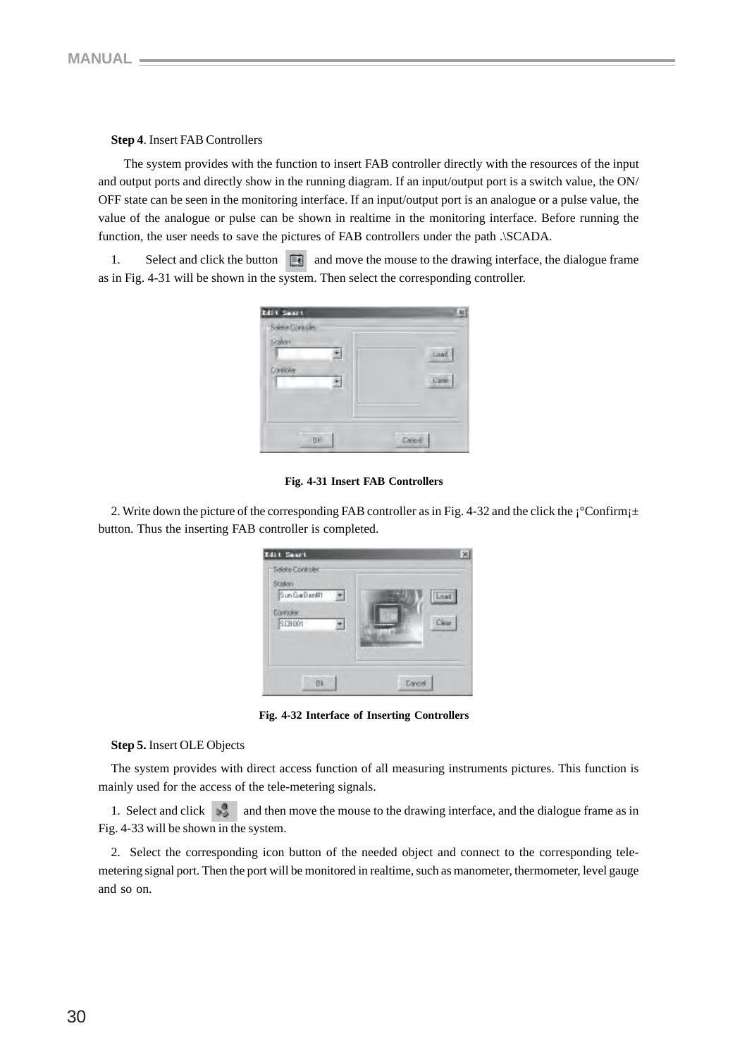**Step 4**. Insert FAB Controllers

The system provides with the function to insert FAB controller directly with the resources of the input and output ports and directly show in the running diagram. If an input/output port is a switch value, the ON/OFF state can be seen in the monitoring interface. If an input/output port is an analogue or a pulse value, the value of the analogue or pulse can be shown in realtime in the monitoring interface. Before running the function, the user needs to save the pictures of FAB controllers under the path .\SCADA.

1. Select and click the button and move the mouse to the drawing interface, the dialogue frame as in Fig. 4-31 will be shown in the system. Then select the corresponding controller.

**Fig. 4-31 Insert FAB Controllers**

2. Write down the picture of the corresponding FAB controller as in Fig. 4-32 and the click the ¡°Confirm¡± button. Thus the inserting FAB controller is completed.

**Fig. 4-32 Interface of Inserting Controllers**

**Step 5.** Insert OLE Objects

The system provides with direct access function of all measuring instruments pictures. This function is mainly used for the access of the tele-metering signals.

1. Select and click and then move the mouse to the drawing interface, and the dialogue frame as in Fig. 4-33 will be shown in the system.

2. Select the corresponding icon button of the needed object and connect to the corresponding tele-metering signal port. Then the port will be monitored in realtime, such as manometer, thermometer, level gauge and so on.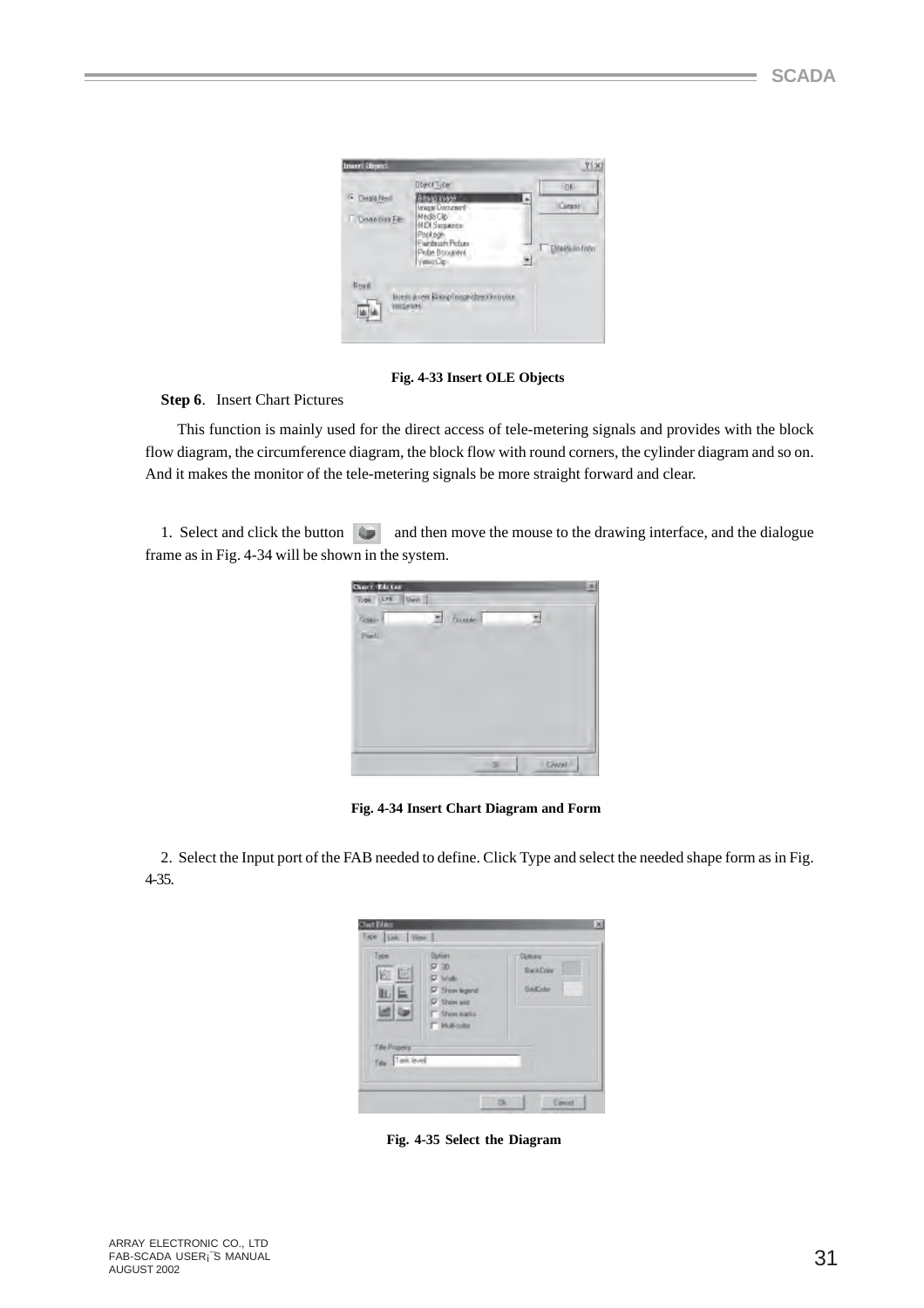Fig. 4-33 Insert OLE Objects

**Step 6**. Insert Chart Pictures

This function is mainly used for the direct access of tele-metering signals and provides with the block flow diagram, the circumference diagram, the block flow with round corners, the cylinder diagram and so on. And it makes the monitor of the tele-metering signals be more straight forward and clear.

1. Select and click the button and then move the mouse to the drawing interface, and the dialogue frame as in Fig. 4-34 will be shown in the system.

Fig. 4-34 Insert Chart Diagram and Form

2. Select the Input port of the FAB needed to define. Click Type and select the needed shape form as in Fig. 4-35.

Fig. 4-35 Select the Diagram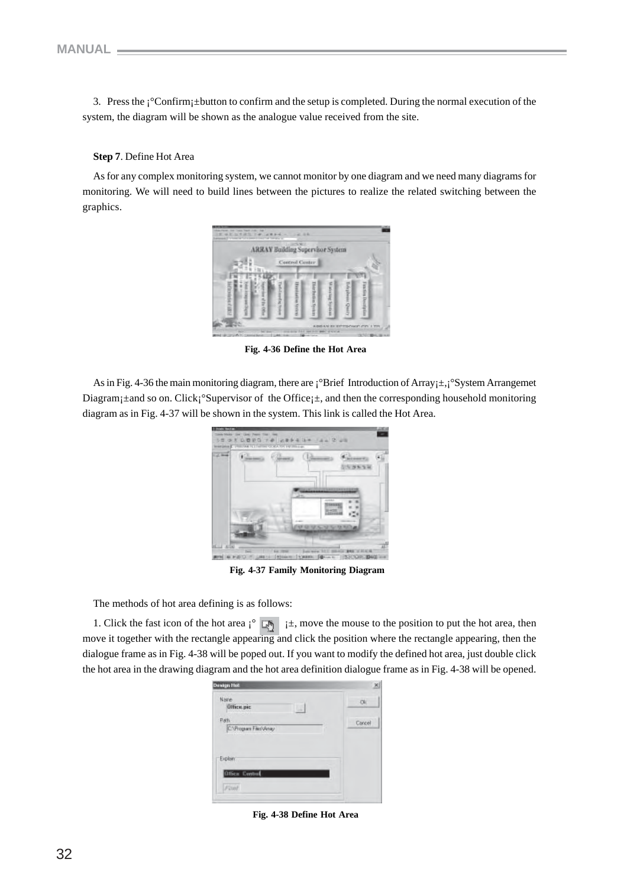3. Press the ¡°Confirm¡±button to confirm and the setup is completed. During the normal execution of the system, the diagram will be shown as the analogue value received from the site.

**Step 7**. Define Hot Area

As for any complex monitoring system, we cannot monitor by one diagram and we need many diagrams for monitoring. We will need to build lines between the pictures to realize the related switching between the graphics.

**Fig. 4-36 Define the Hot Area**

As in Fig. 4-36 the main monitoring diagram, there are ¡°Brief Introduction of Array¡±,¡°System Arrangemet Diagram¡±and so on. Click¡°Supervisor of the Office¡±, and then the corresponding household monitoring diagram as in Fig. 4-37 will be shown in the system. This link is called the Hot Area.

**Fig. 4-37 Family Monitoring Diagram**

The methods of hot area defining is as follows:

1. Click the fast icon of the hot area ¡° ¡±, move the mouse to the position to put the hot area, then move it together with the rectangle appearing and click the position where the rectangle appearing, then the dialogue frame as in Fig. 4-38 will be poped out. If you want to modify the defined hot area, just double click the hot area in the drawing diagram and the hot area definition dialogue frame as in Fig. 4-38 will be opened.

**Fig. 4-38 Define Hot Area**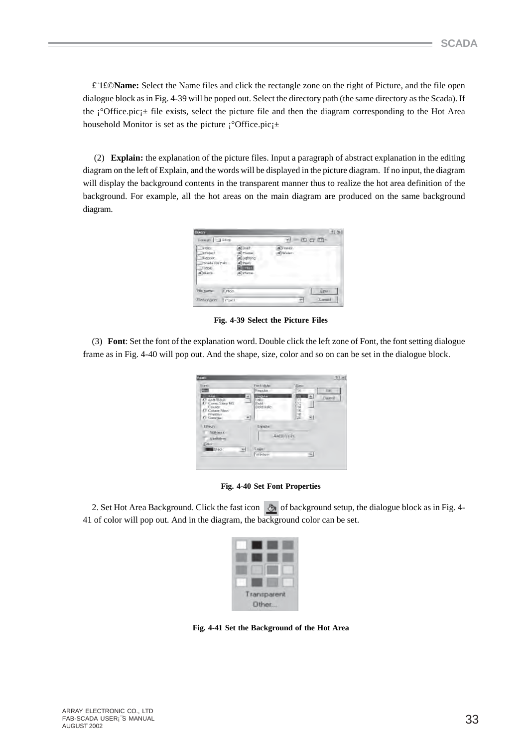£¨1£©**Name:** Select the Name files and click the rectangle zone on the right of Picture, and the file open dialogue block as in Fig. 4-39 will be poped out. Select the directory path (the same directory as the Scada). If the ¡°Office.pic¡± file exists, select the picture file and then the diagram corresponding to the Hot Area household Monitor is set as the picture ¡°Office.pic¡±

(2) **Explain:** the explanation of the picture files. Input a paragraph of abstract explanation in the editing diagram on the left of Explain, and the words will be displayed in the picture diagram. If no input, the diagram will display the background contents in the transparent manner thus to realize the hot area definition of the background. For example, all the hot areas on the main diagram are produced on the same background diagram.

**Fig. 4-39 Select the Picture Files**

(3) **Font**: Set the font of the explanation word. Double click the left zone of Font, the font setting dialogue frame as in Fig. 4-40 will pop out. And the shape, size, color and so on can be set in the dialogue block.

**Fig. 4-40 Set Font Properties**

2. Set Hot Area Background. Click the fast icon of background setup, the dialogue block as in Fig. 4-41 of color will pop out. And in the diagram, the background color can be set.

**Fig. 4-41 Set the Background of the Hot Area**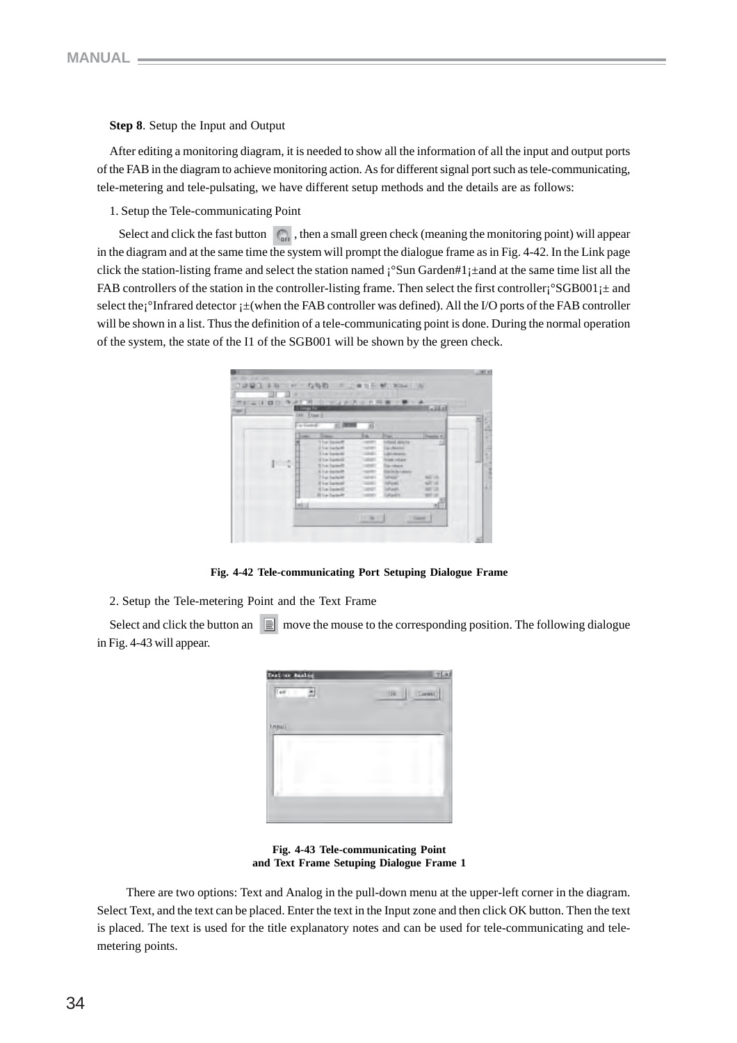**Step 8**. Setup the Input and Output

After editing a monitoring diagram, it is needed to show all the information of all the input and output ports of the FAB in the diagram to achieve monitoring action. As for different signal port such as tele-communicating, tele-metering and tele-pulsating, we have different setup methods and the details are as follows:

1. Setup the Tele-communicating Point

Select and click the fast button , then a small green check (meaning the monitoring point) will appear in the diagram and at the same time the system will prompt the dialogue frame as in Fig. 4-42. In the Link page click the station-listing frame and select the station named ¡°Sun Garden#1¡±and at the same time list all the FAB controllers of the station in the controller-listing frame. Then select the first controller¡°SGB001¡± and select the¡°Infrared detector ¡±(when the FAB controller was defined). All the I/O ports of the FAB controller will be shown in a list. Thus the definition of a tele-communicating point is done. During the normal operation of the system, the state of the I1 of the SGB001 will be shown by the green check.

**Fig. 4-42 Tele-communicating Port Setuping Dialogue Frame**

2. Setup the Tele-metering Point and the Text Frame

Select and click the button an  move the mouse to the corresponding position. The following dialogue in Fig. 4-43 will appear.

**Fig. 4-43 Tele-communicating Point and Text Frame Setuping Dialogue Frame 1**

There are two options: Text and Analog in the pull-down menu at the upper-left corner in the diagram. Select Text, and the text can be placed. Enter the text in the Input zone and then click OK button. Then the text is placed. The text is used for the title explanatory notes and can be used for tele-communicating and tele-metering points.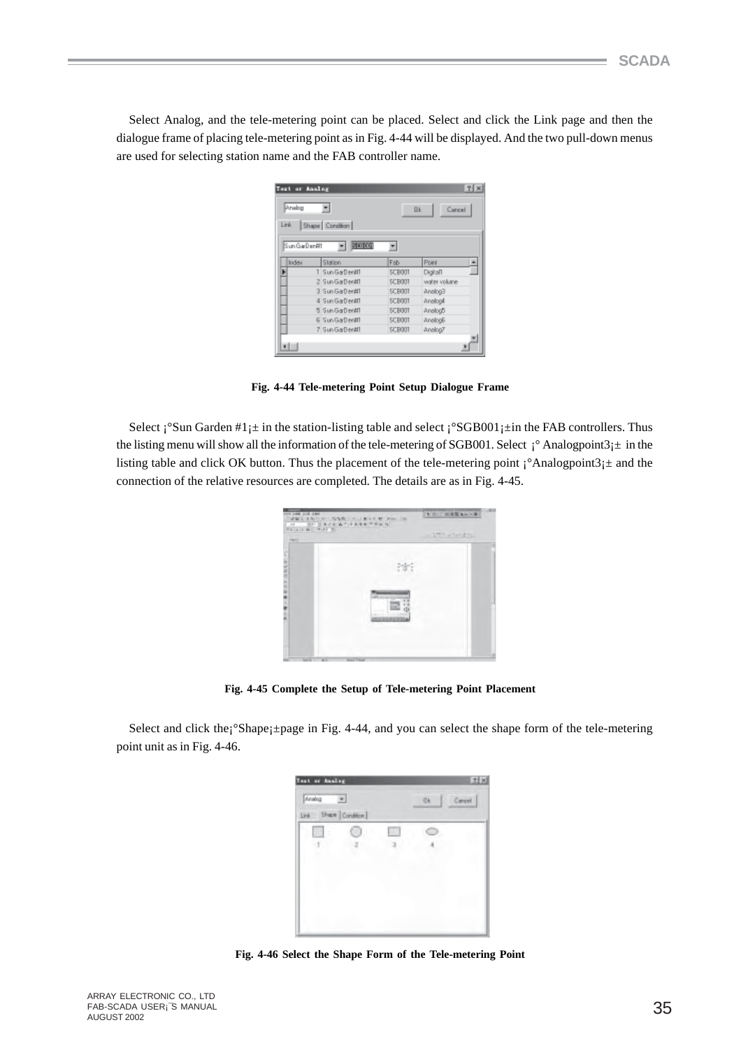Select Analog, and the tele-metering point can be placed. Select and click the Link page and then the dialogue frame of placing tele-metering point as in Fig. 4-44 will be displayed. And the two pull-down menus are used for selecting station name and the FAB controller name.

**Fig. 4-44 Tele-metering Point Setup Dialogue Frame**

Select ¡°Sun Garden #1¡± in the station-listing table and select ¡°SGB001¡±in the FAB controllers. Thus the listing menu will show all the information of the tele-metering of SGB001. Select ¡° Analogpoint3¡± in the listing table and click OK button. Thus the placement of the tele-metering point ¡°Analogpoint3¡± and the connection of the relative resources are completed. The details are as in Fig. 4-45.

**Fig. 4-45 Complete the Setup of Tele-metering Point Placement**

Select and click the¡°Shape¡±page in Fig. 4-44, and you can select the shape form of the tele-metering point unit as in Fig. 4-46.

**Fig. 4-46 Select the Shape Form of the Tele-metering Point**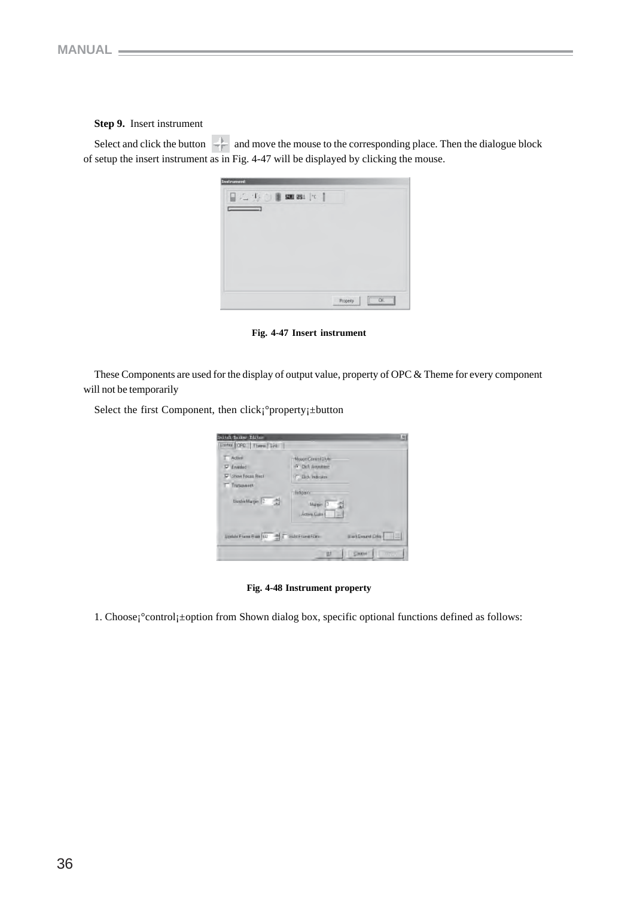**Step 9.** Insert instrument

Select and click the button and move the mouse to the corresponding place. Then the dialogue block of setup the insert instrument as in Fig. 4-47 will be displayed by clicking the mouse.

**Fig. 4-47 Insert instrument**

These Components are used for the display of output value, property of OPC & Theme for every component will not be temporarily

Select the first Component, then click¡°property¡±button

**Fig. 4-48 Instrument property**

1. Choose¡°control¡±option from Shown dialog box, specific optional functions defined as follows: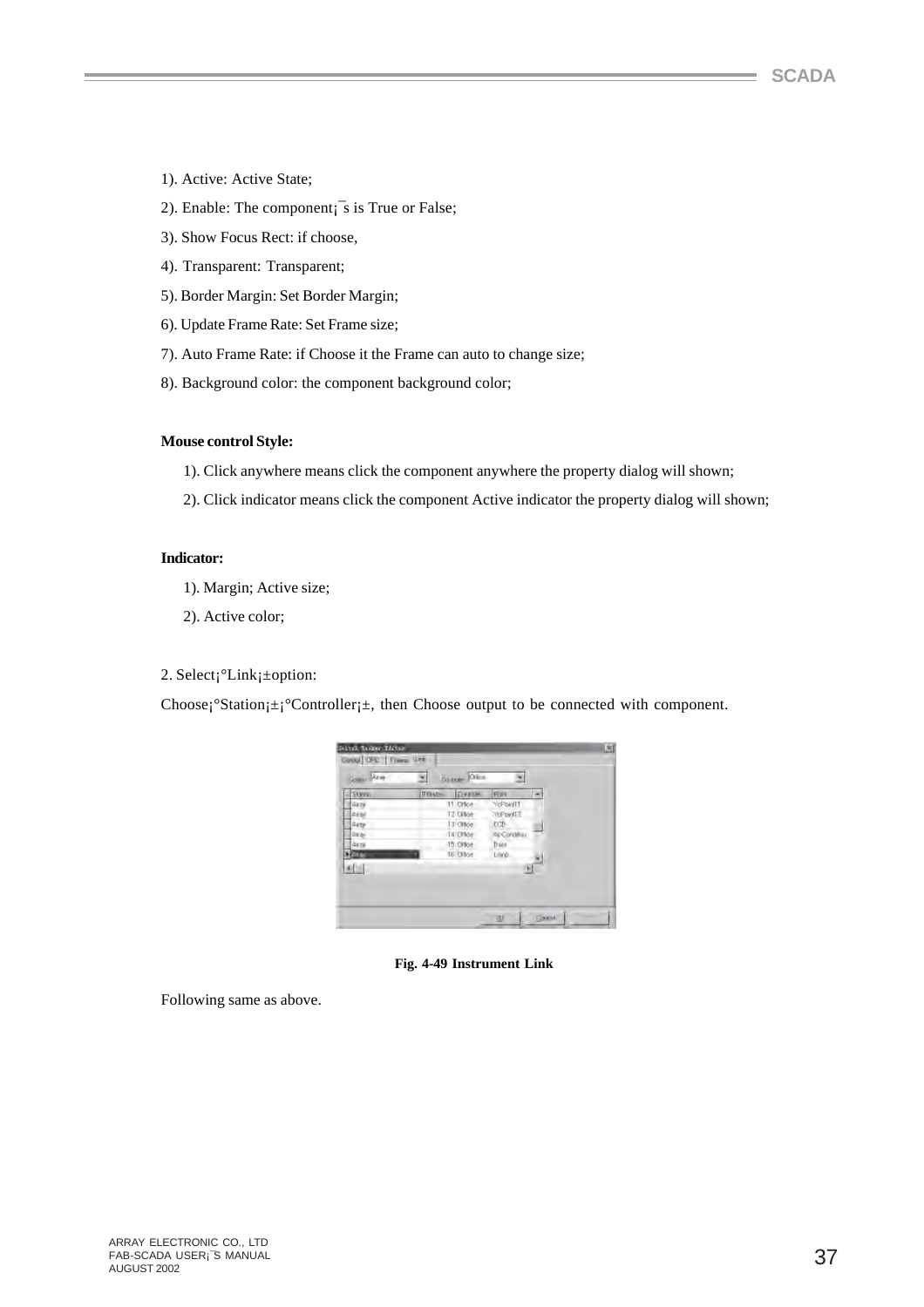1). Active: Active State;

2). Enable: The component¡¯s is True or False;

3). Show Focus Rect: if choose,

4). Transparent: Transparent;

5). Border Margin: Set Border Margin;

6). Update Frame Rate: Set Frame size;

7). Auto Frame Rate: if Choose it the Frame can auto to change size;

8). Background color: the component background color;

**Mouse control Style:**

1). Click anywhere means click the component anywhere the property dialog will shown;

2). Click indicator means click the component Active indicator the property dialog will shown;

**Indicator:**

1). Margin; Active size;

2). Active color;

2. Select¡°Link¡±option:

Choose¡°Station¡±¡°Controller¡±, then Choose output to be connected with component.

**Fig. 4-49 Instrument Link**

Following same as above.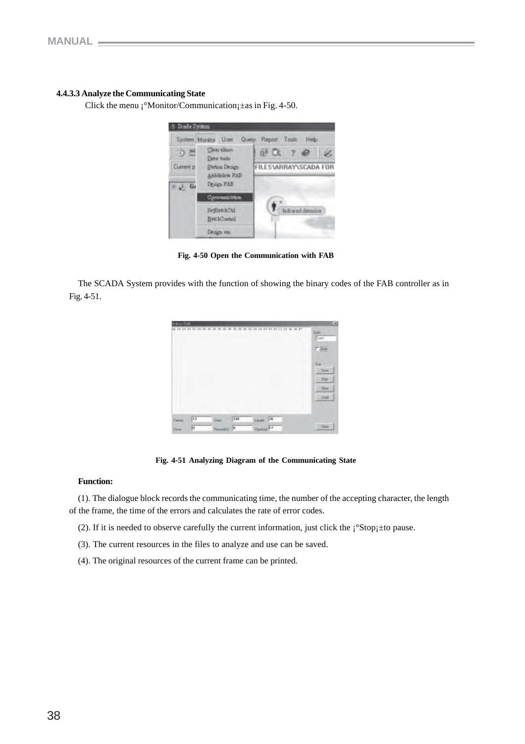#### 4.4.3.3 Analyze the Communicating State

Click the menu ¡°Monitor/Communication¡±as in Fig. 4-50.

**Fig. 4-50 Open the Communication with FAB**

The SCADA System provides with the function of showing the binary codes of the FAB controller as in Fig. 4-51.

**Fig. 4-51 Analyzing Diagram of the Communicating State**

**Function:**

(1). The dialogue block records the communicating time, the number of the accepting character, the length of the frame, the time of the errors and calculates the rate of error codes.

(2). If it is needed to observe carefully the current information, just click the ¡°Stop¡±to pause.

(3). The current resources in the files to analyze and use can be saved.

(4). The original resources of the current frame can be printed.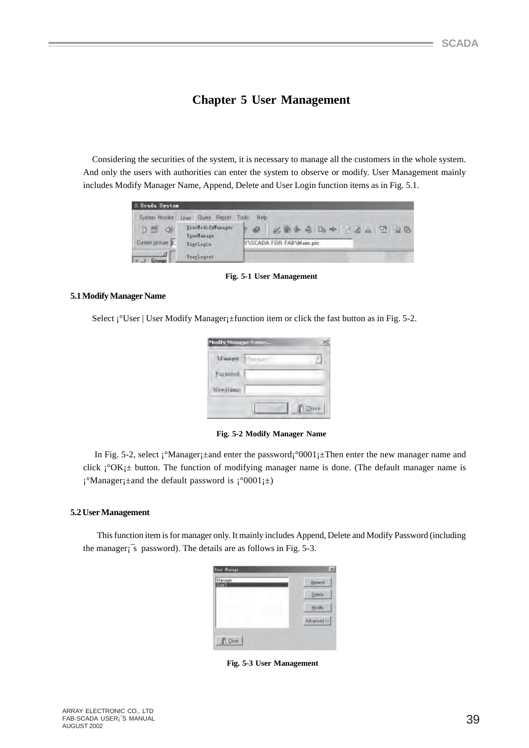# Chapter 5 User Management

Considering the securities of the system, it is necessary to manage all the customers in the whole system. And only the users with authorities can enter the system to observe or modify. User Management mainly includes Modify Manager Name, Append, Delete and User Login function items as in Fig. 5.1.

Fig. 5-1 User Management

### 5.1 Modify Manager Name

Select ¡°User | User Modify Manager¡±function item or click the fast button as in Fig. 5-2.

Fig. 5-2 Modify Manager Name

In Fig. 5-2, select ¡°Manager¡±and enter the password¡°0001¡±Then enter the new manager name and click ¡°OK¡± button. The function of modifying manager name is done. (The default manager name is ¡°Manager¡±and the default password is ¡°0001¡±)

### 5.2 User Management

This function item is for manager only. It mainly includes Append, Delete and Modify Password (including the manager¡¯s password). The details are as follows in Fig. 5-3.

Fig. 5-3 User Management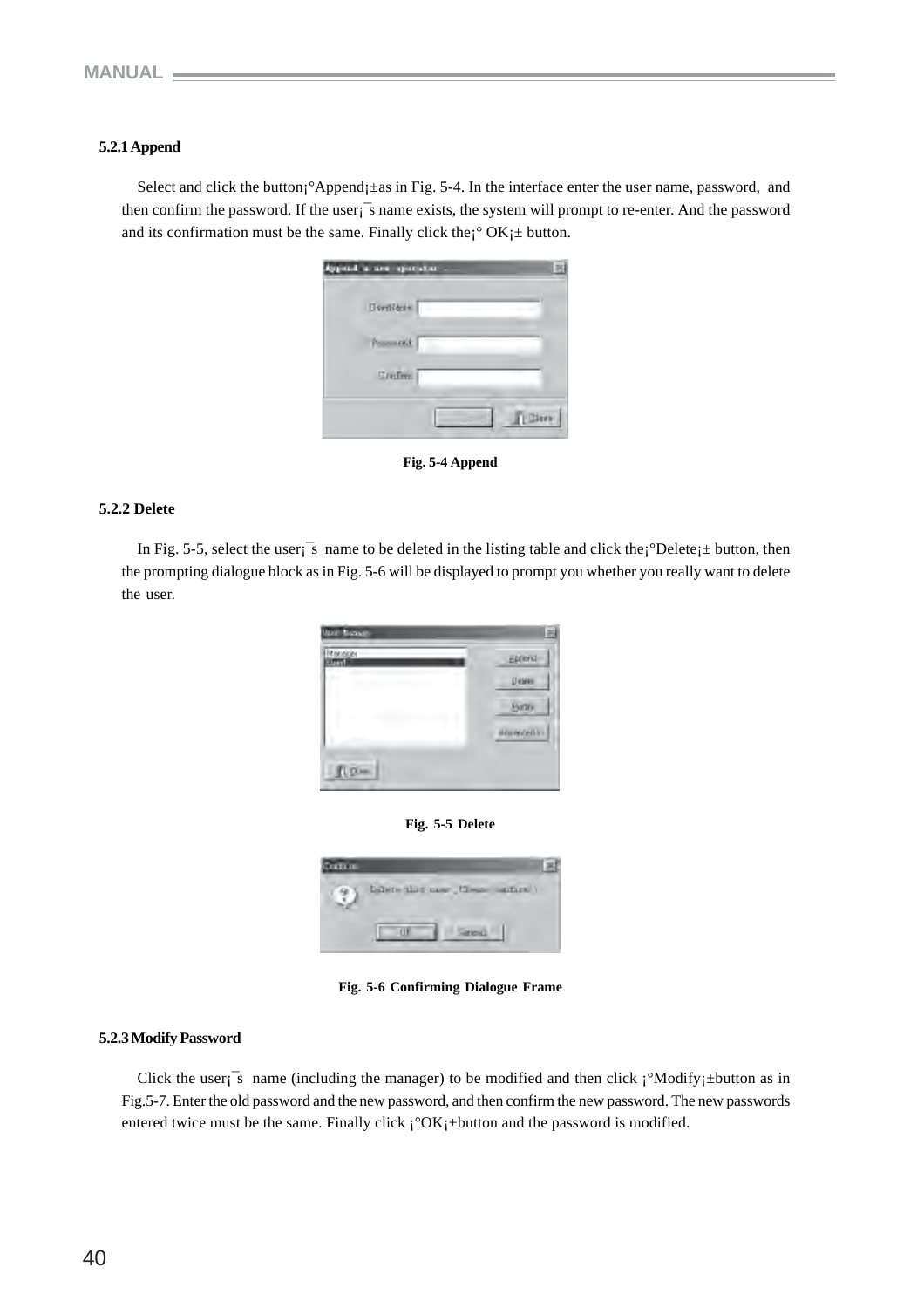### 5.2.1 Append

Select and click the button¡°Append¡±as in Fig. 5-4. In the interface enter the user name, password, and then confirm the password. If the user¡¯s name exists, the system will prompt to re-enter. And the password and its confirmation must be the same. Finally click the¡° OK¡± button.

Fig. 5-4 Append

### 5.2.2 Delete

In Fig. 5-5, select the user¡¯s name to be deleted in the listing table and click the¡°Delete¡± button, then the prompting dialogue block as in Fig. 5-6 will be displayed to prompt you whether you really want to delete the user.

Fig. 5-5 Delete

Fig. 5-6 Confirming Dialogue Frame

### 5.2.3 Modify Password

Click the user¡¯s name (including the manager) to be modified and then click ¡°Modify¡±button as in Fig.5-7. Enter the old password and the new password, and then confirm the new password. The new passwords entered twice must be the same. Finally click ¡°OK¡±button and the password is modified.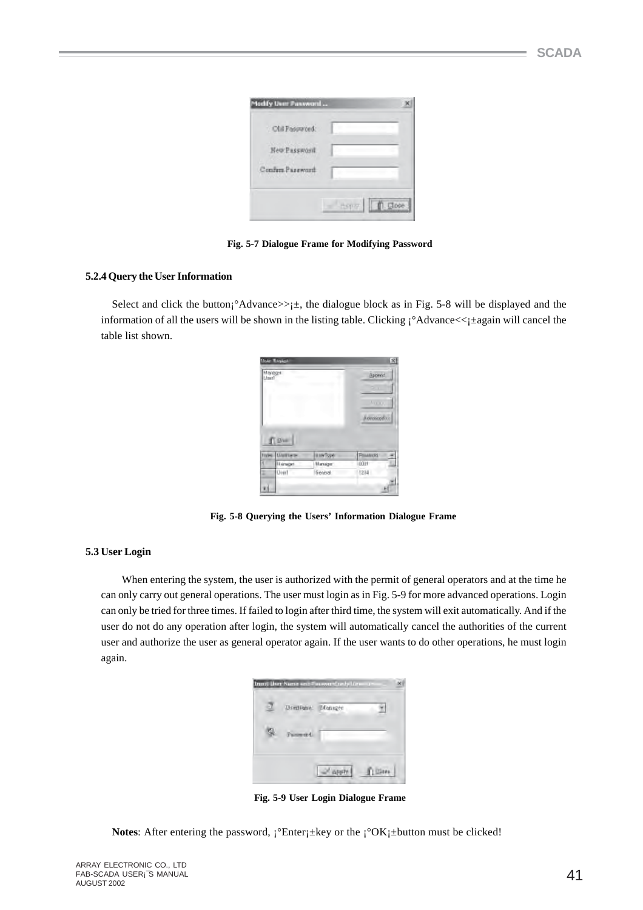Fig. 5-7 Dialogue Frame for Modifying Password

### 5.2.4 Query the User Information

Select and click the button¡°Advance>>¡±, the dialogue block as in Fig. 5-8 will be displayed and the information of all the users will be shown in the listing table. Clicking ¡°Advance<<¡±again will cancel the table list shown.

Fig. 5-8 Querying the Users' Information Dialogue Frame

## 5.3 User Login

When entering the system, the user is authorized with the permit of general operators and at the time he can only carry out general operations. The user must login as in Fig. 5-9 for more advanced operations. Login can only be tried for three times. If failed to login after third time, the system will exit automatically. And if the user do not do any operation after login, the system will automatically cancel the authorities of the current user and authorize the user as general operator again. If the user wants to do other operations, he must login again.

Fig. 5-9 User Login Dialogue Frame

**Notes**: After entering the password, ¡°Enter¡±key or the ¡°OK¡±button must be clicked!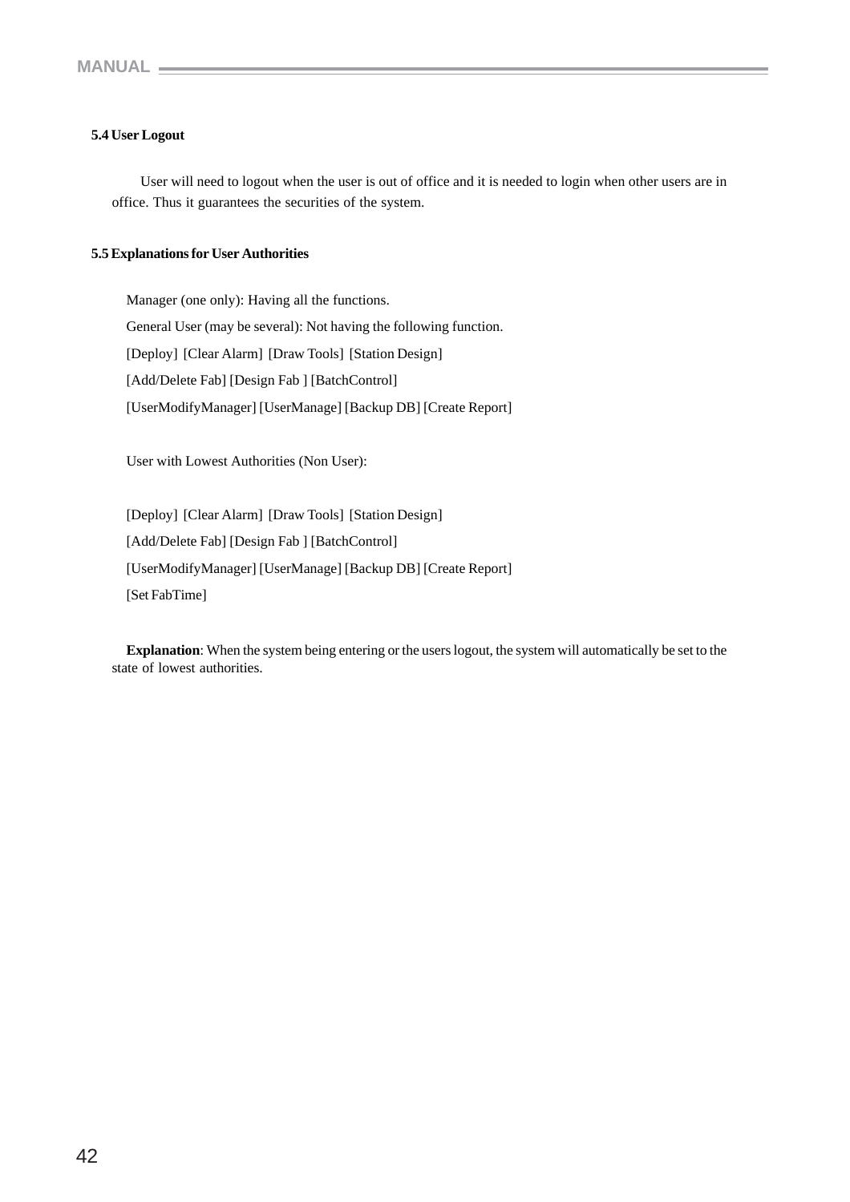### 5.4 User Logout

User will need to logout when the user is out of office and it is needed to login when other users are in office. Thus it guarantees the securities of the system.

### 5.5 Explanations for User Authorities

Manager (one only): Having all the functions.

General User (may be several): Not having the following function.

[Deploy] [Clear Alarm] [Draw Tools] [Station Design]

[Add/Delete Fab] [Design Fab ] [BatchControl]

[UserModifyManager] [UserManage] [Backup DB] [Create Report]

User with Lowest Authorities (Non User):

[Deploy] [Clear Alarm] [Draw Tools] [Station Design]

[Add/Delete Fab] [Design Fab ] [BatchControl]

[UserModifyManager] [UserManage] [Backup DB] [Create Report]

[Set FabTime]

**Explanation**: When the system being entering or the users logout, the system will automatically be set to the state of lowest authorities.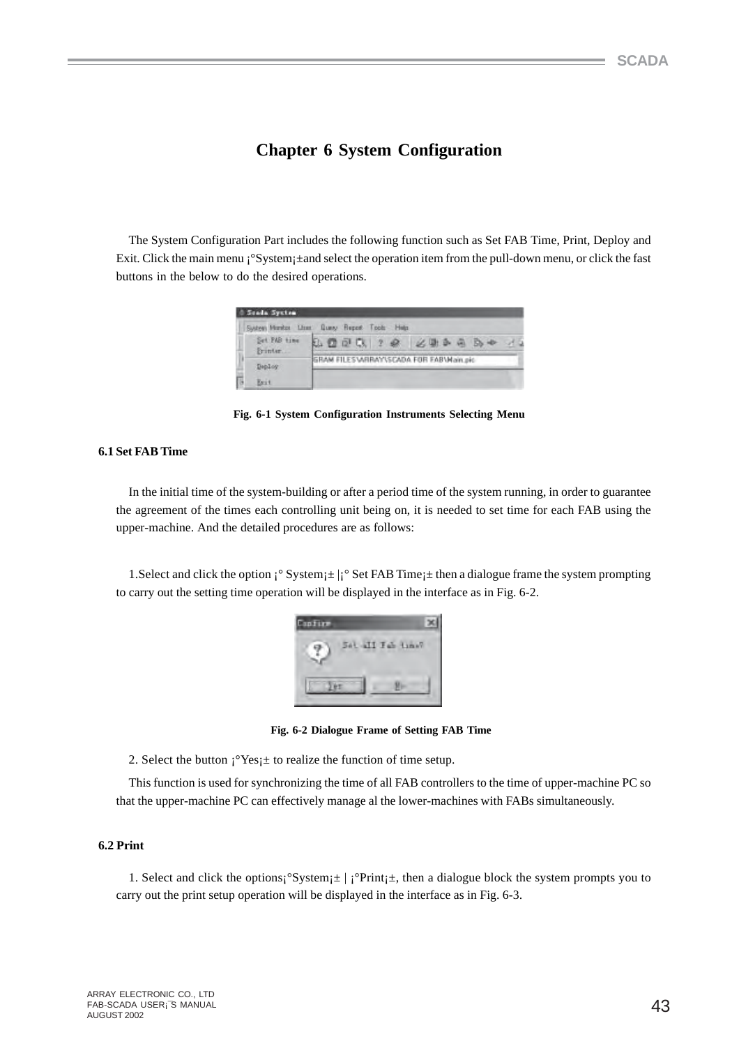# Chapter 6 System Configuration

The System Configuration Part includes the following function such as Set FAB Time, Print, Deploy and Exit. Click the main menu ¡°System¡±and select the operation item from the pull-down menu, or click the fast buttons in the below to do the desired operations.

**Fig. 6-1 System Configuration Instruments Selecting Menu**

## 6.1 Set FAB Time

In the initial time of the system-building or after a period time of the system running, in order to guarantee the agreement of the times each controlling unit being on, it is needed to set time for each FAB using the upper-machine. And the detailed procedures are as follows:

1.Select and click the option ¡° System¡± |¡° Set FAB Time¡± then a dialogue frame the system prompting to carry out the setting time operation will be displayed in the interface as in Fig. 6-2.

**Fig. 6-2 Dialogue Frame of Setting FAB Time**

2. Select the button ¡°Yes¡± to realize the function of time setup.

This function is used for synchronizing the time of all FAB controllers to the time of upper-machine PC so that the upper-machine PC can effectively manage al the lower-machines with FABs simultaneously.

## 6.2 Print

1. Select and click the options¡°System¡± | ¡°Print¡±, then a dialogue block the system prompts you to carry out the print setup operation will be displayed in the interface as in Fig. 6-3.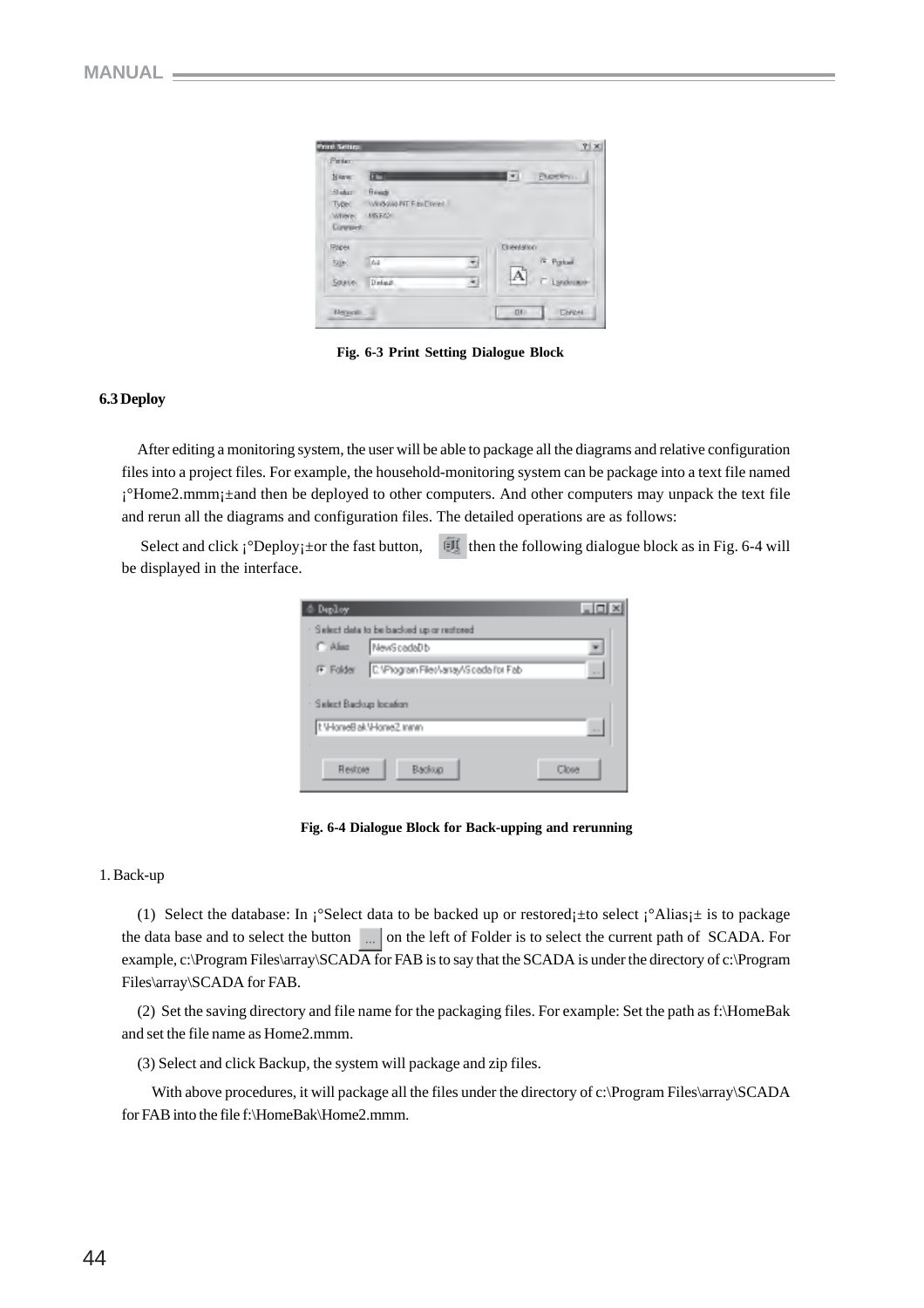Fig. 6-3 Print Setting Dialogue Block

### 6.3 Deploy

After editing a monitoring system, the user will be able to package all the diagrams and relative configuration files into a project files. For example, the household-monitoring system can be package into a text file named ¡°Home2.mmm¡±and then be deployed to other computers. And other computers may unpack the text file and rerun all the diagrams and configuration files. The detailed operations are as follows:

Select and click ¡°Deploy¡±or the fast button, then the following dialogue block as in Fig. 6-4 will be displayed in the interface.

Fig. 6-4 Dialogue Block for Back-upping and rerunning

1. Back-up

(1) Select the database: In ¡°Select data to be backed up or restored¡±to select ¡°Alias¡± is to package the data base and to select the button ... on the left of Folder is to select the current path of SCADA. For example, c:\Program Files\array\SCADA for FAB is to say that the SCADA is under the directory of c:\Program Files\array\SCADA for FAB.

(2) Set the saving directory and file name for the packaging files. For example: Set the path as f:\HomeBak and set the file name as Home2.mmm.

(3) Select and click Backup, the system will package and zip files.

With above procedures, it will package all the files under the directory of c:\Program Files\array\SCADA for FAB into the file f:\HomeBak\Home2.mmm.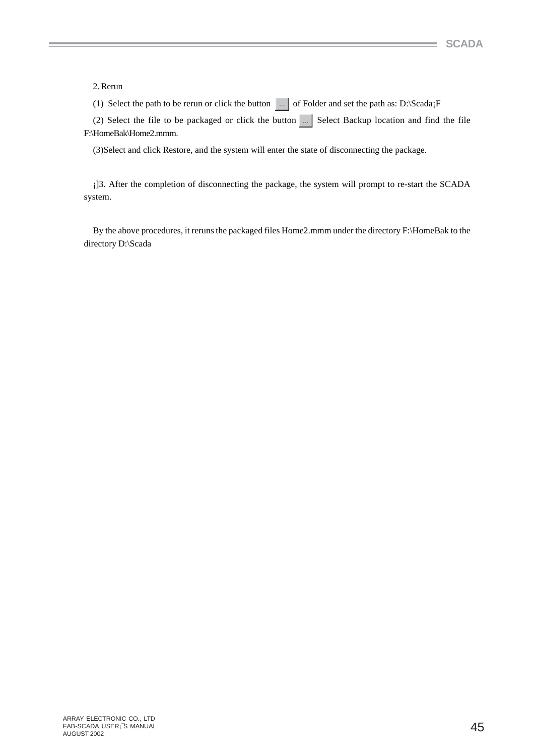2. Rerun

(1) Select the path to be rerun or click the button ... of Folder and set the path as: D:\Scada¡F

(2) Select the file to be packaged or click the button ... Select Backup location and find the file F:\HomeBak\Home2.mmm.

(3)Select and click Restore, and the system will enter the state of disconnecting the package.

¡]3. After the completion of disconnecting the package, the system will prompt to re-start the SCADA system.

By the above procedures, it reruns the packaged files Home2.mmm under the directory F:\HomeBak to the directory D:\Scada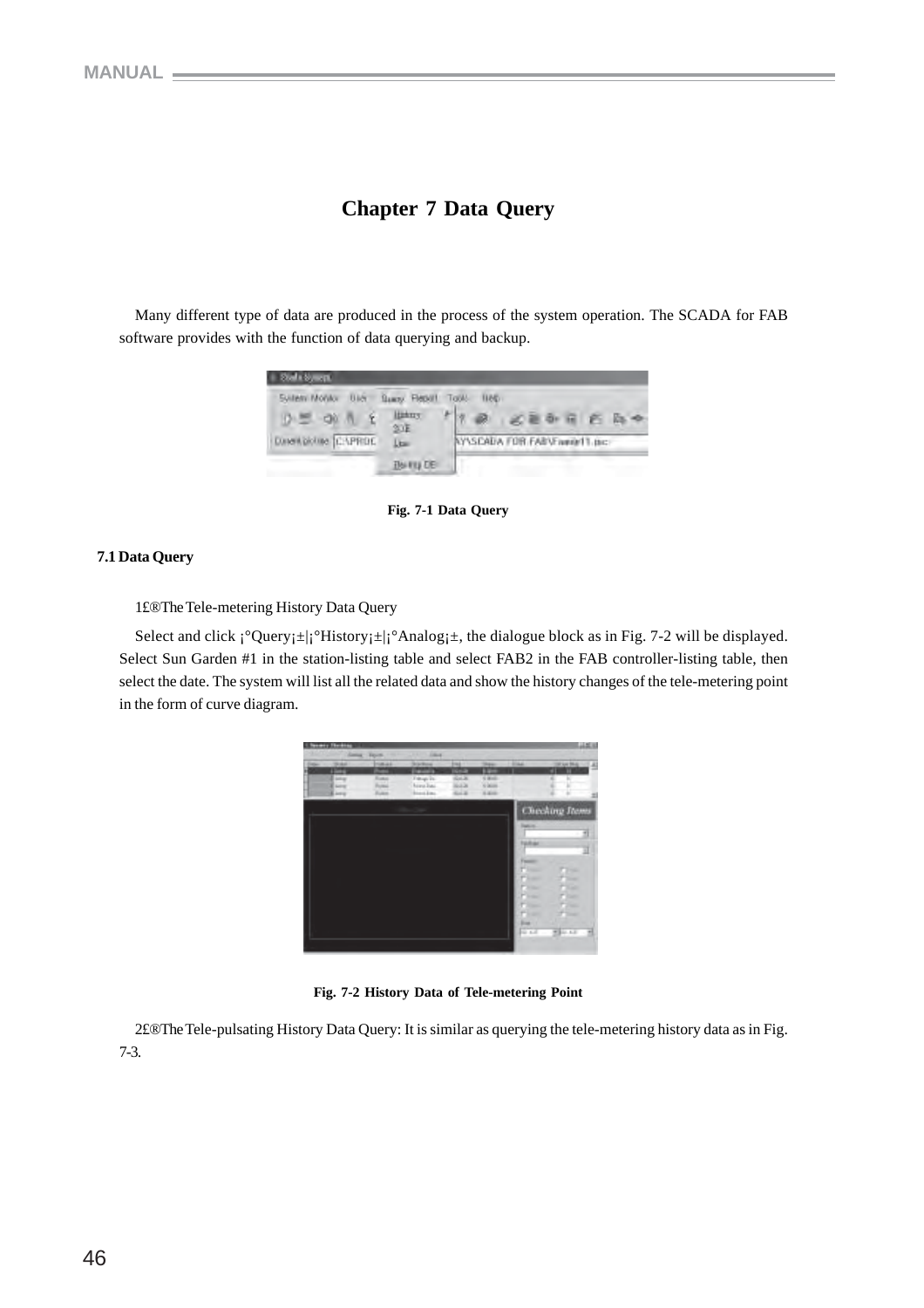# Chapter 7 Data Query

Many different type of data are produced in the process of the system operation. The SCADA for FAB software provides with the function of data querying and backup.

Fig. 7-1 Data Query

## 7.1 Data Query

1£®The Tele-metering History Data Query

Select and click ¡°Query¡±|¡°History¡±|¡°Analog¡±, the dialogue block as in Fig. 7-2 will be displayed. Select Sun Garden #1 in the station-listing table and select FAB2 in the FAB controller-listing table, then select the date. The system will list all the related data and show the history changes of the tele-metering point in the form of curve diagram.

Fig. 7-2 History Data of Tele-metering Point

2£®The Tele-pulsating History Data Query: It is similar as querying the tele-metering history data as in Fig. 7-3.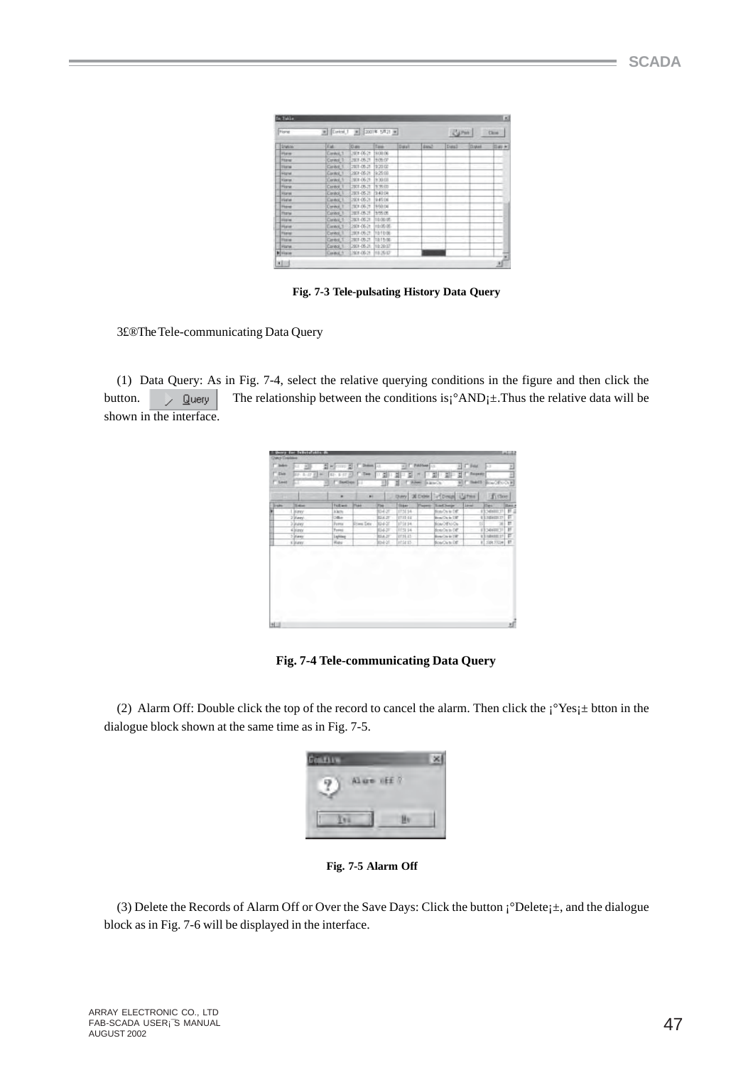Fig. 7-3 Tele-pulsating History Data Query

3£®The Tele-communicating Data Query

(1) Data Query: As in Fig. 7-4, select the relative querying conditions in the figure and then click the button. The relationship between the conditions is¡°AND¡±.Thus the relative data will be shown in the interface.

Fig. 7-4 Tele-communicating Data Query

(2) Alarm Off: Double click the top of the record to cancel the alarm. Then click the ¡°Yes¡± btton in the dialogue block shown at the same time as in Fig. 7-5.

Fig. 7-5 Alarm Off

(3) Delete the Records of Alarm Off or Over the Save Days: Click the button ¡°Delete¡±, and the dialogue block as in Fig. 7-6 will be displayed in the interface.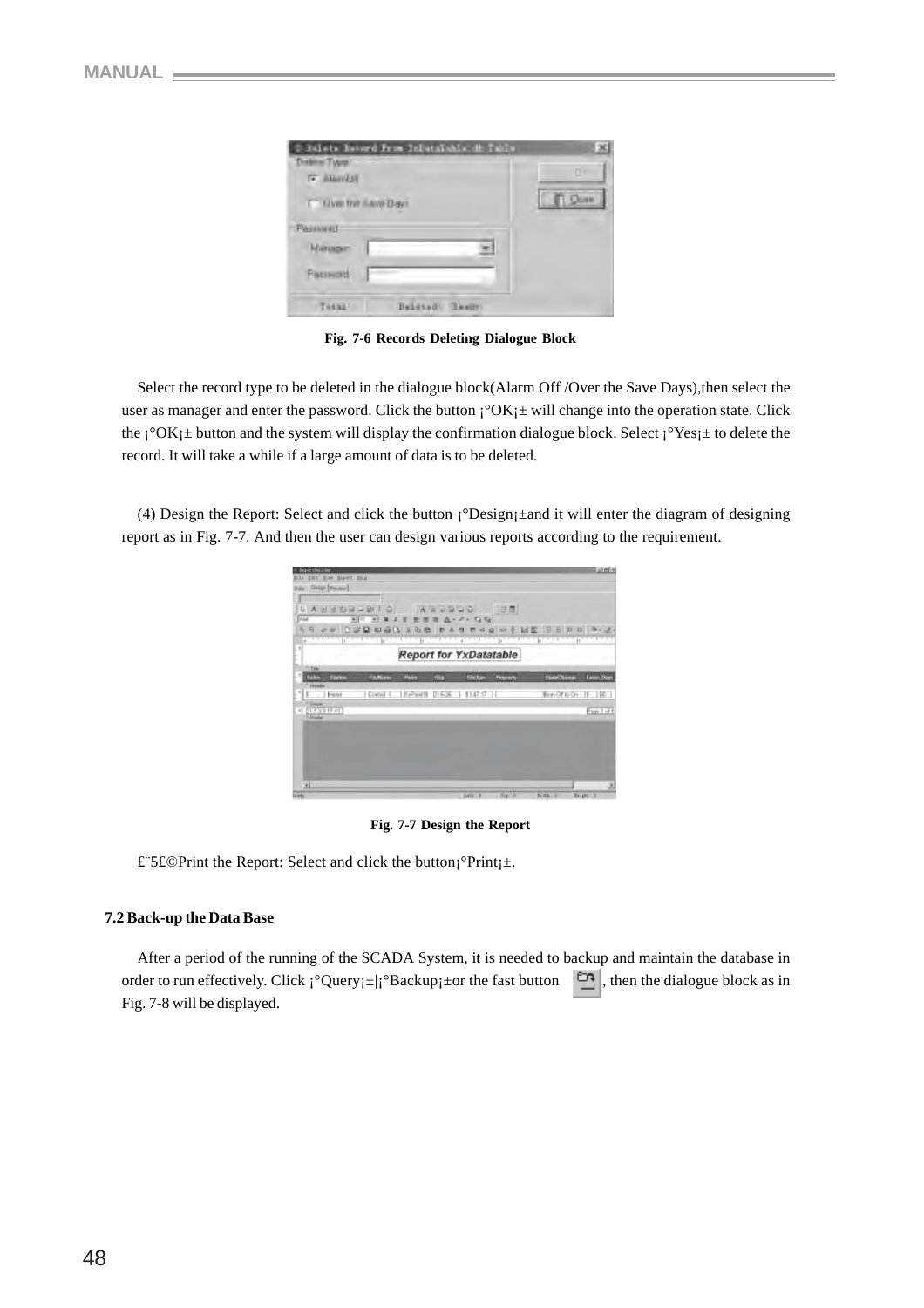Fig. 7-6 Records Deleting Dialogue Block

Select the record type to be deleted in the dialogue block(Alarm Off /Over the Save Days),then select the user as manager and enter the password. Click the button ¡°OK¡± will change into the operation state. Click the ¡°OK¡± button and the system will display the confirmation dialogue block. Select ¡°Yes¡± to delete the record. It will take a while if a large amount of data is to be deleted.

(4) Design the Report: Select and click the button ¡°Design¡±and it will enter the diagram of designing report as in Fig. 7-7. And then the user can design various reports according to the requirement.

Fig. 7-7 Design the Report

£¨5£©Print the Report: Select and click the button¡°Print¡±.

**7.2 Back-up the Data Base**

After a period of the running of the SCADA System, it is needed to backup and maintain the database in order to run effectively. Click ¡°Query¡±|¡°Backup¡±or the fast button , then the dialogue block as in Fig. 7-8 will be displayed.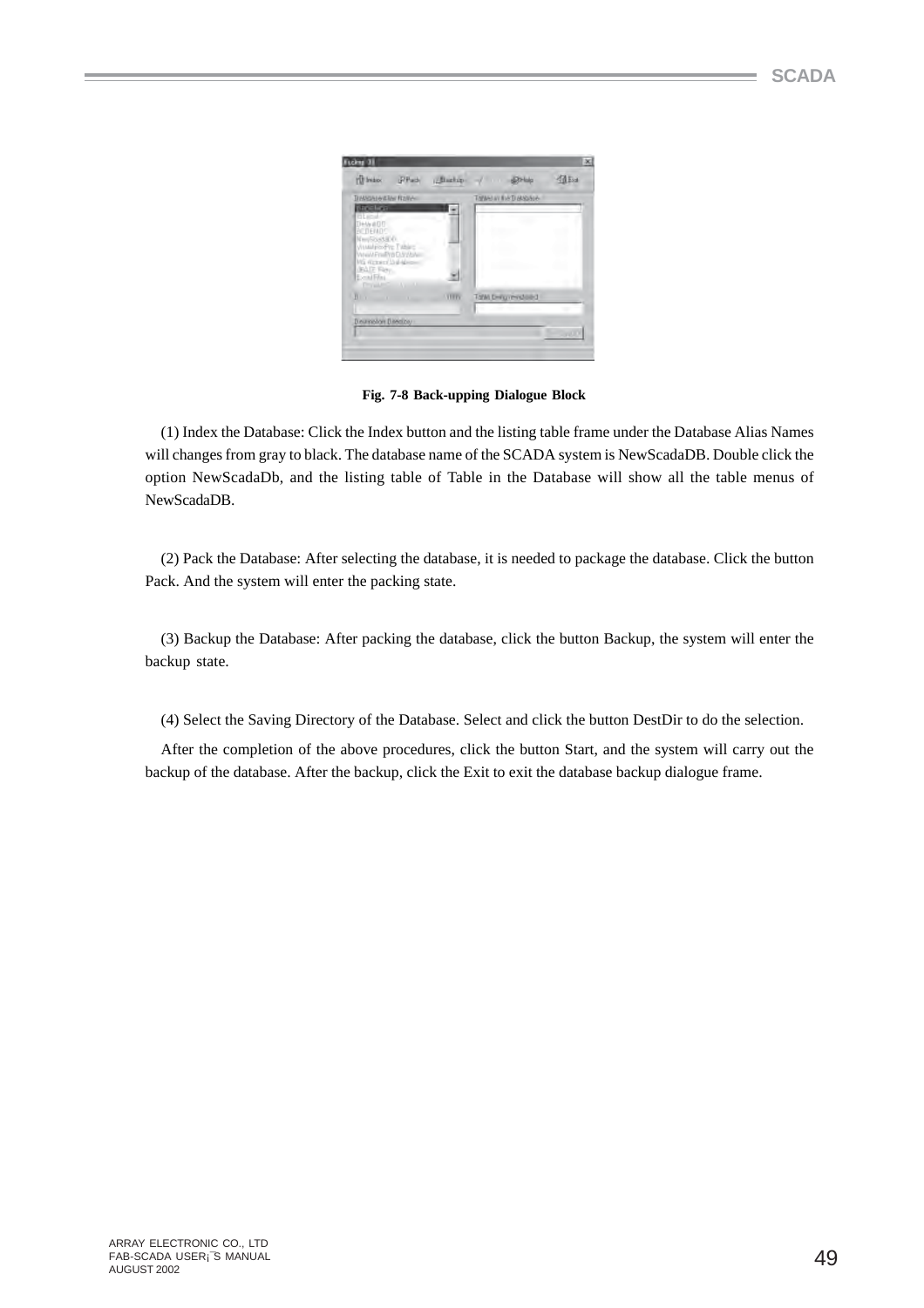Fig. 7-8 Back-upping Dialogue Block

(1) Index the Database: Click the Index button and the listing table frame under the Database Alias Names will changes from gray to black. The database name of the SCADA system is NewScadaDB. Double click the option NewScadaDb, and the listing table of Table in the Database will show all the table menus of NewScadaDB.

(2) Pack the Database: After selecting the database, it is needed to package the database. Click the button Pack. And the system will enter the packing state.

(3) Backup the Database: After packing the database, click the button Backup, the system will enter the backup state.

(4) Select the Saving Directory of the Database. Select and click the button DestDir to do the selection.

After the completion of the above procedures, click the button Start, and the system will carry out the backup of the database. After the backup, click the Exit to exit the database backup dialogue frame.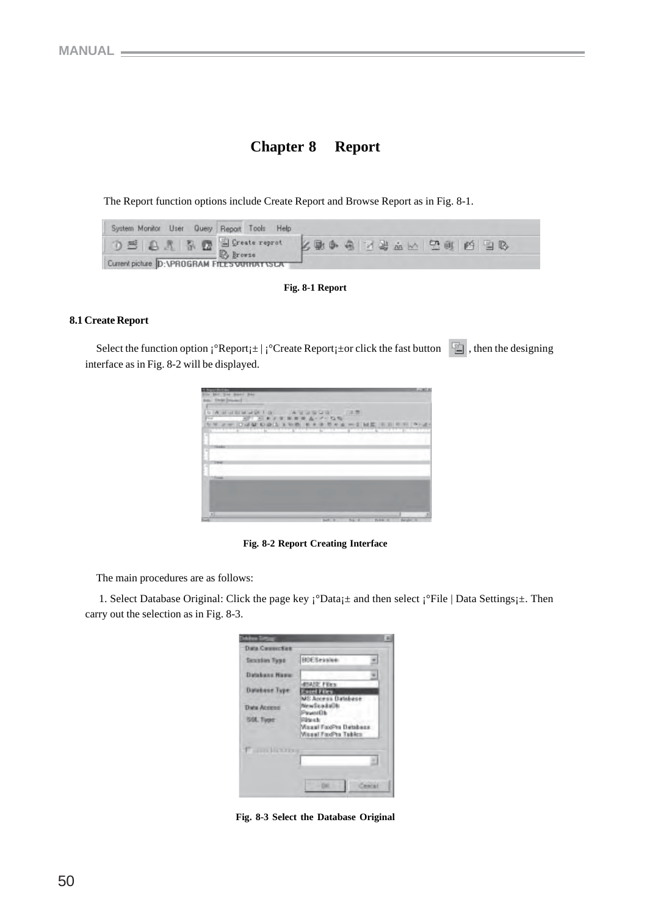# Chapter 8 Report

The Report function options include Create Report and Browse Report as in Fig. 8-1.

Fig. 8-1 Report

## 8.1 Create Report

Select the function option ¡°Report¡± | ¡°Create Report¡±or click the fast button , then the designing interface as in Fig. 8-2 will be displayed.

Fig. 8-2 Report Creating Interface

The main procedures are as follows:

1. Select Database Original: Click the page key ¡°Data¡± and then select ¡°File | Data Settings¡±. Then carry out the selection as in Fig. 8-3.

Fig. 8-3 Select the Database Original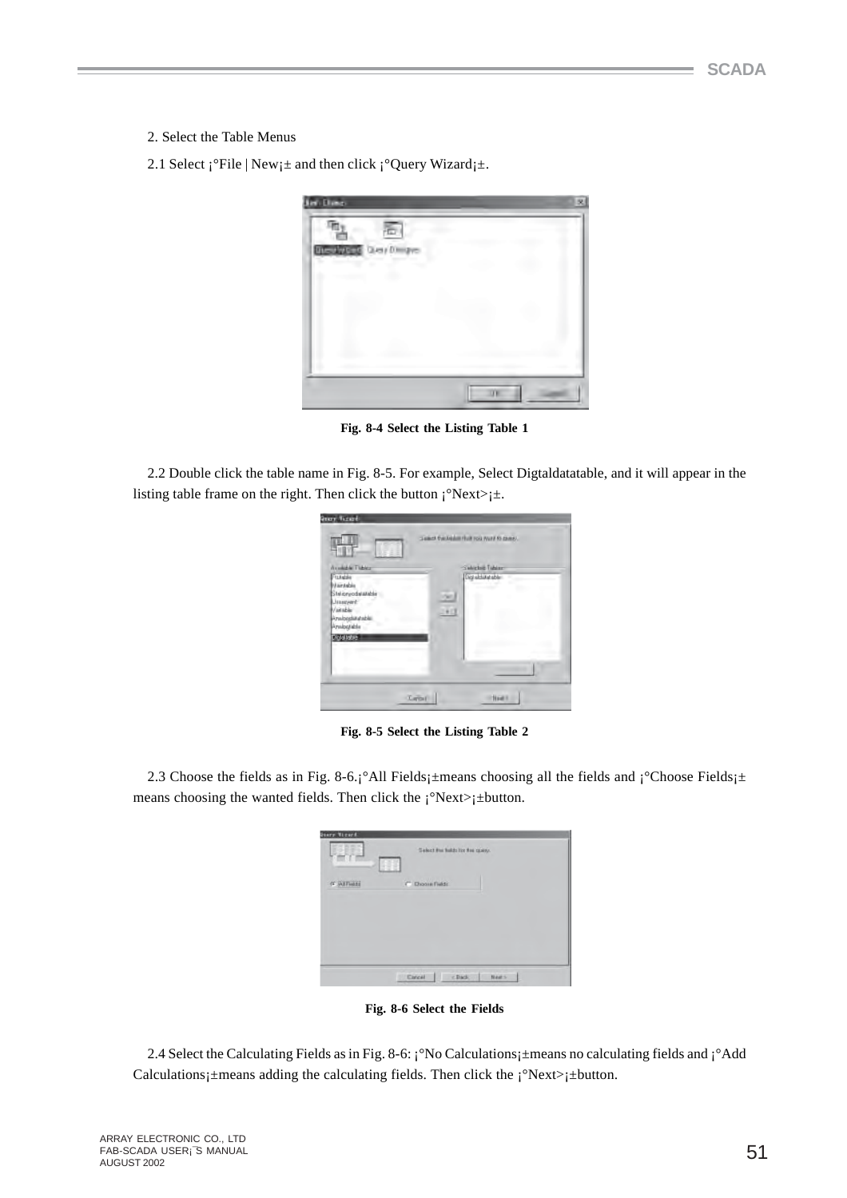2. Select the Table Menus

2.1 Select ¡°File | New¡± and then click ¡°Query Wizard¡±.

Fig. 8-4 Select the Listing Table 1

2.2 Double click the table name in Fig. 8-5. For example, Select Digtaldatatable, and it will appear in the listing table frame on the right. Then click the button ¡°Next>¡±.

Fig. 8-5 Select the Listing Table 2

2.3 Choose the fields as in Fig. 8-6.¡°All Fields¡±means choosing all the fields and ¡°Choose Fields¡± means choosing the wanted fields. Then click the ¡°Next>¡±button.

Fig. 8-6 Select the Fields

2.4 Select the Calculating Fields as in Fig. 8-6: ¡°No Calculations¡±means no calculating fields and ¡°Add Calculations¡±means adding the calculating fields. Then click the ¡°Next>¡±button.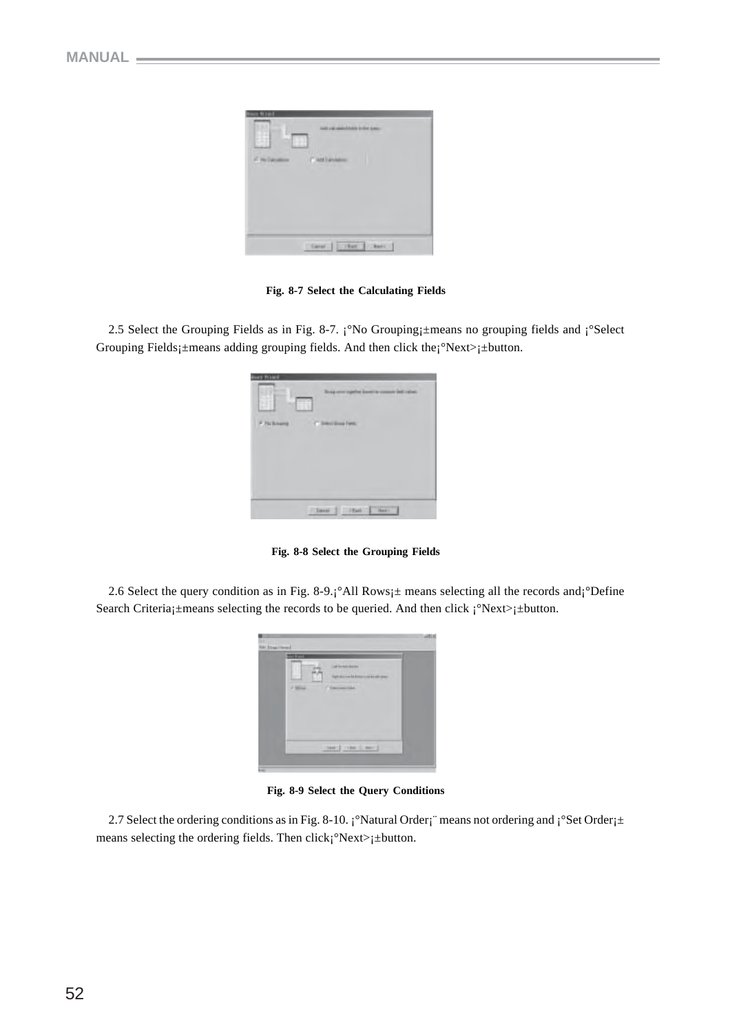Fig. 8-7 Select the Calculating Fields

2.5 Select the Grouping Fields as in Fig. 8-7. ¡°No Grouping¡±means no grouping fields and ¡°Select Grouping Fields¡±means adding grouping fields. And then click the¡°Next>¡±button.

Fig. 8-8 Select the Grouping Fields

2.6 Select the query condition as in Fig. 8-9.¡°All Rows¡± means selecting all the records and¡°Define Search Criteria¡±means selecting the records to be queried. And then click ¡°Next>¡±button.

Fig. 8-9 Select the Query Conditions

2.7 Select the ordering conditions as in Fig. 8-10. ¡°Natural Order¡¨ means not ordering and ¡°Set Order¡± means selecting the ordering fields. Then click¡°Next>¡±button.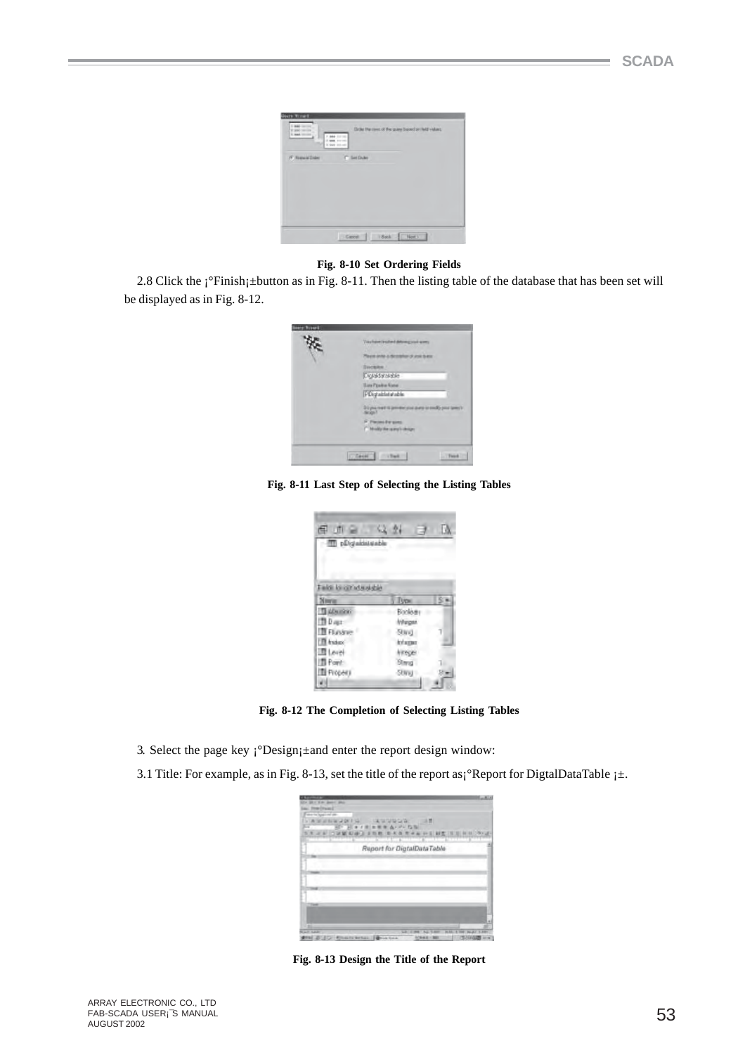Fig. 8-10 Set Ordering Fields

2.8 Click the ¡°Finish¡±button as in Fig. 8-11. Then the listing table of the database that has been set will be displayed as in Fig. 8-12.

Fig. 8-11 Last Step of Selecting the Listing Tables

Fig. 8-12 The Completion of Selecting Listing Tables

3. Select the page key ¡°Design¡±and enter the report design window:

3.1 Title: For example, as in Fig. 8-13, set the title of the report as¡°Report for DigtalDataTable ¡±.

Fig. 8-13 Design the Title of the Report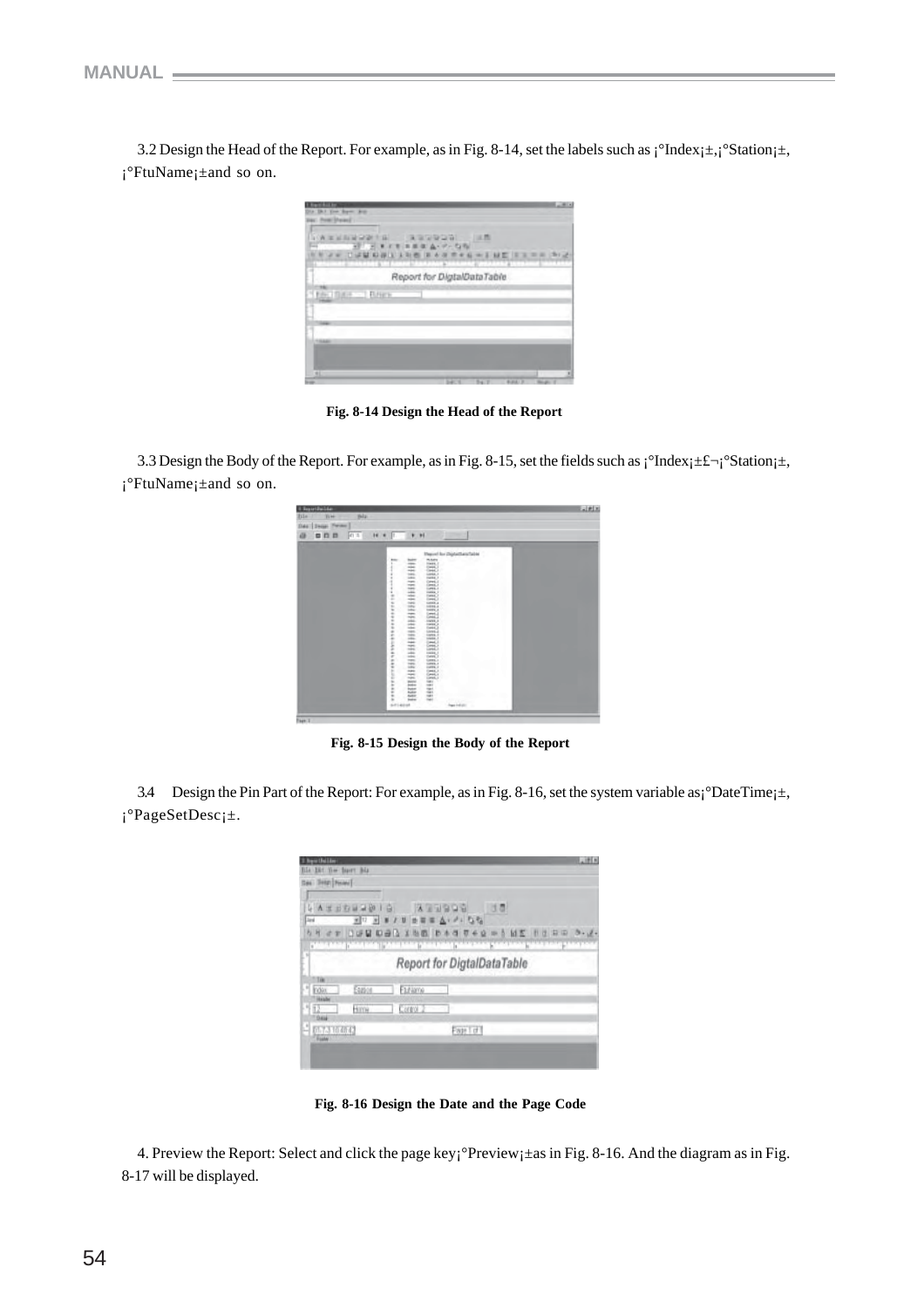3.2 Design the Head of the Report. For example, as in Fig. 8-14, set the labels such as ¡°Index¡±,¡°Station¡±, ¡°FtuName¡±and so on.

**Fig. 8-14 Design the Head of the Report**

3.3 Design the Body of the Report. For example, as in Fig. 8-15, set the fields such as ¡°Index¡±£¬¡°Station¡±, ¡°FtuName¡±and so on.

**Fig. 8-15 Design the Body of the Report**

3.4 Design the Pin Part of the Report: For example, as in Fig. 8-16, set the system variable as¡°DateTime¡±, ¡°PageSetDesc¡±.

**Fig. 8-16 Design the Date and the Page Code**

4. Preview the Report: Select and click the page key¡°Preview¡±as in Fig. 8-16. And the diagram as in Fig. 8-17 will be displayed.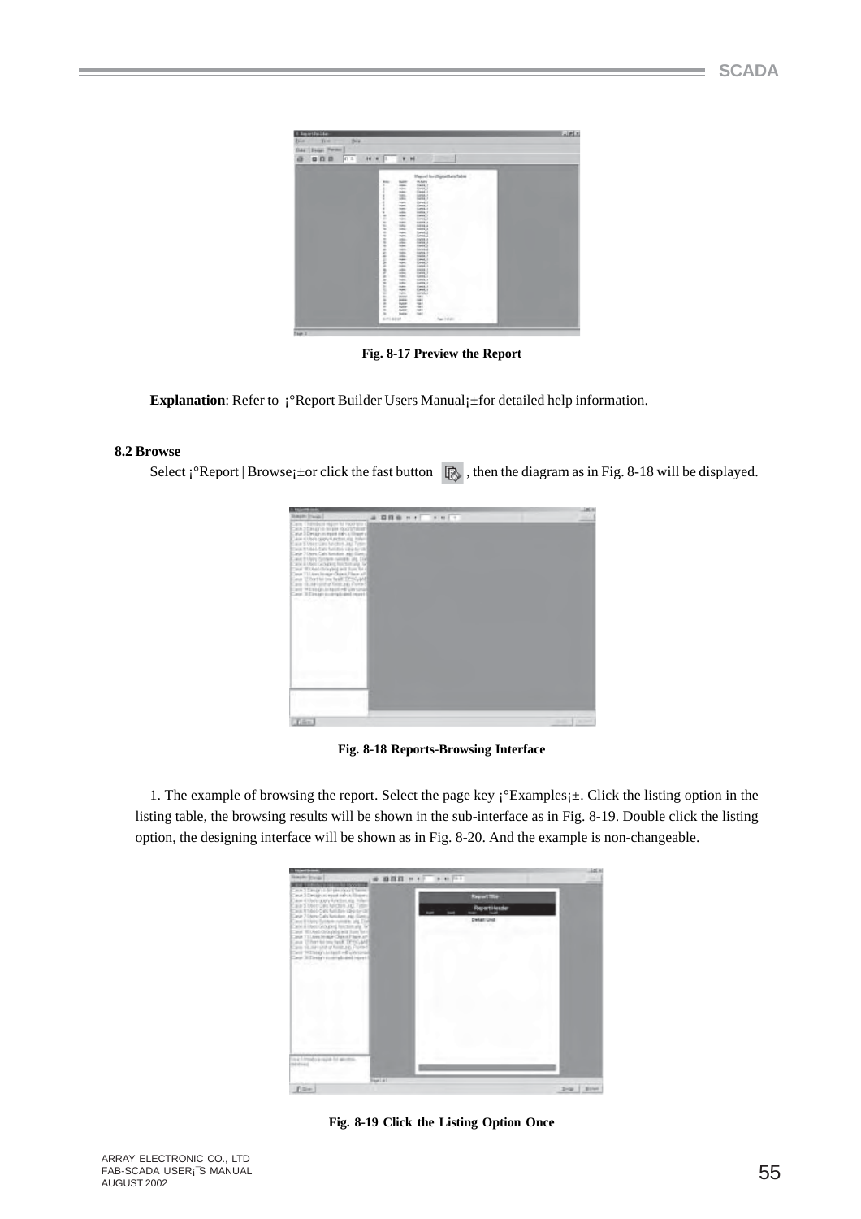Fig. 8-17 Preview the Report

**Explanation**: Refer to ¡°Report Builder Users Manual¡±for detailed help information.

## 8.2 Browse

Select ¡°Report | Browse¡±or click the fast button , then the diagram as in Fig. 8-18 will be displayed.

Fig. 8-18 Reports-Browsing Interface

1. The example of browsing the report. Select the page key ¡°Examples¡±. Click the listing option in the listing table, the browsing results will be shown in the sub-interface as in Fig. 8-19. Double click the listing option, the designing interface will be shown as in Fig. 8-20. And the example is non-changeable.

Fig. 8-19 Click the Listing Option Once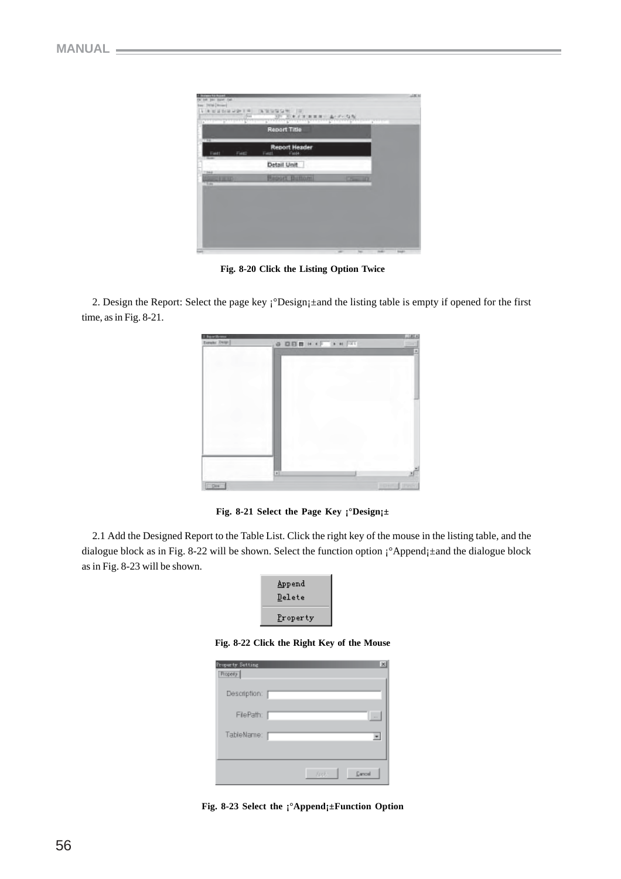Fig. 8-20 Click the Listing Option Twice

2. Design the Report: Select the page key ¡°Design¡±and the listing table is empty if opened for the first time, as in Fig. 8-21.

Fig. 8-21 Select the Page Key ¡°Design¡±

2.1 Add the Designed Report to the Table List. Click the right key of the mouse in the listing table, and the dialogue block as in Fig. 8-22 will be shown. Select the function option ¡°Append¡±and the dialogue block as in Fig. 8-23 will be shown.

Fig. 8-22 Click the Right Key of the Mouse

Fig. 8-23 Select the ¡°Append¡±Function Option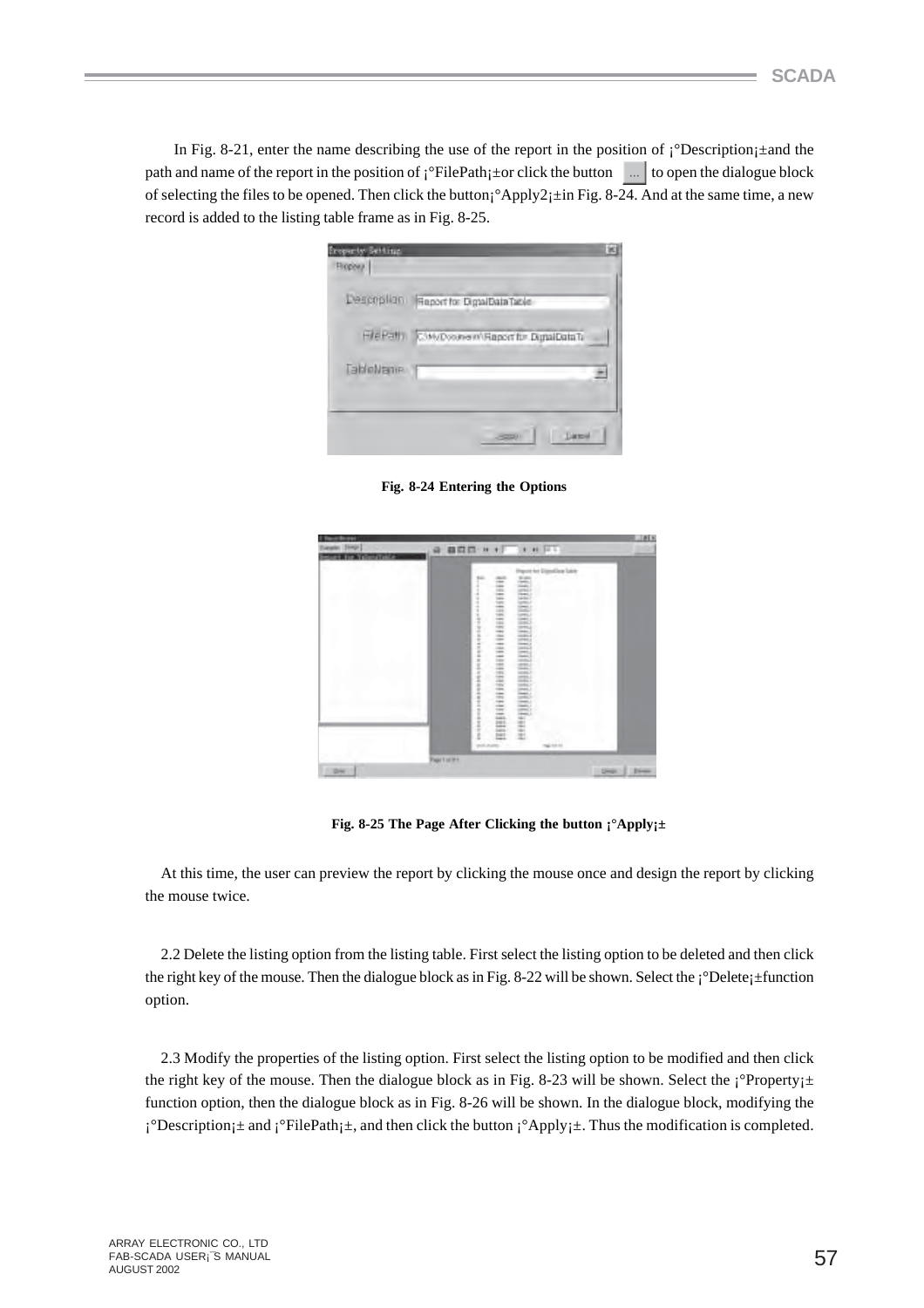In Fig. 8-21, enter the name describing the use of the report in the position of ¡°Description¡±and the path and name of the report in the position of ¡°FilePath¡±or click the button ... to open the dialogue block of selecting the files to be opened. Then click the button¡°Apply2¡±in Fig. 8-24. And at the same time, a new record is added to the listing table frame as in Fig. 8-25.

**Fig. 8-24 Entering the Options**

**Fig. 8-25 The Page After Clicking the button ¡°Apply¡±**

At this time, the user can preview the report by clicking the mouse once and design the report by clicking the mouse twice.

2.2 Delete the listing option from the listing table. First select the listing option to be deleted and then click the right key of the mouse. Then the dialogue block as in Fig. 8-22 will be shown. Select the ¡°Delete¡±function option.

2.3 Modify the properties of the listing option. First select the listing option to be modified and then click the right key of the mouse. Then the dialogue block as in Fig. 8-23 will be shown. Select the ¡°Property¡± function option, then the dialogue block as in Fig. 8-26 will be shown. In the dialogue block, modifying the ¡°Description¡± and ¡°FilePath¡±, and then click the button ¡°Apply¡±. Thus the modification is completed.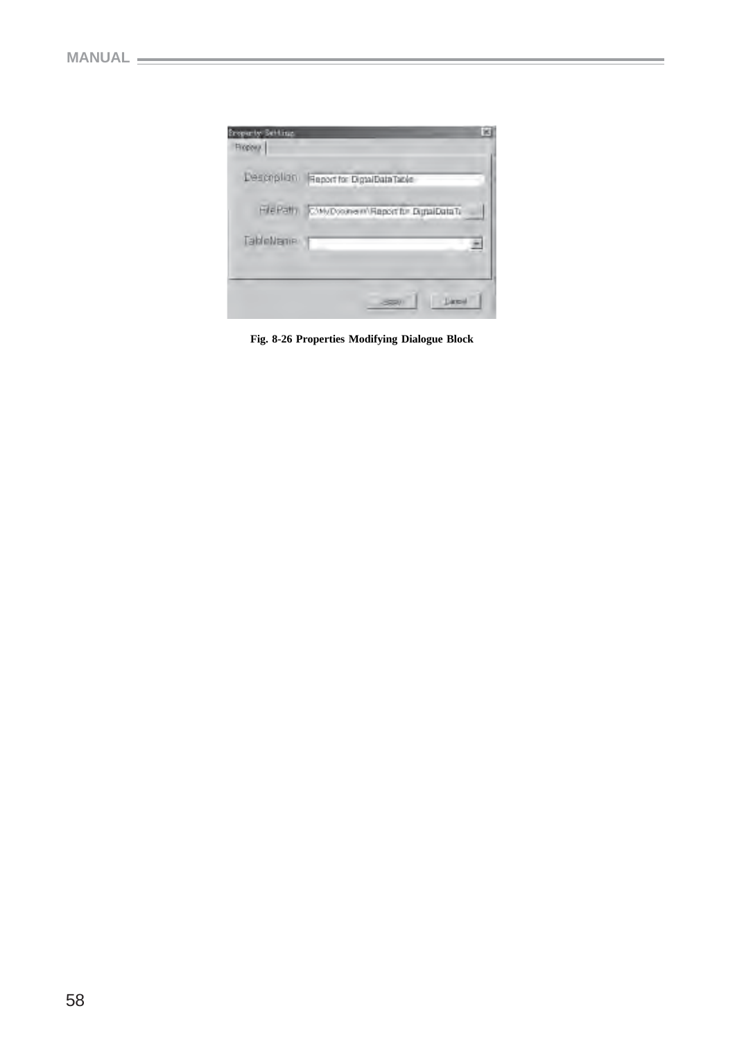Fig. 8-26 Properties Modifying Dialogue Block